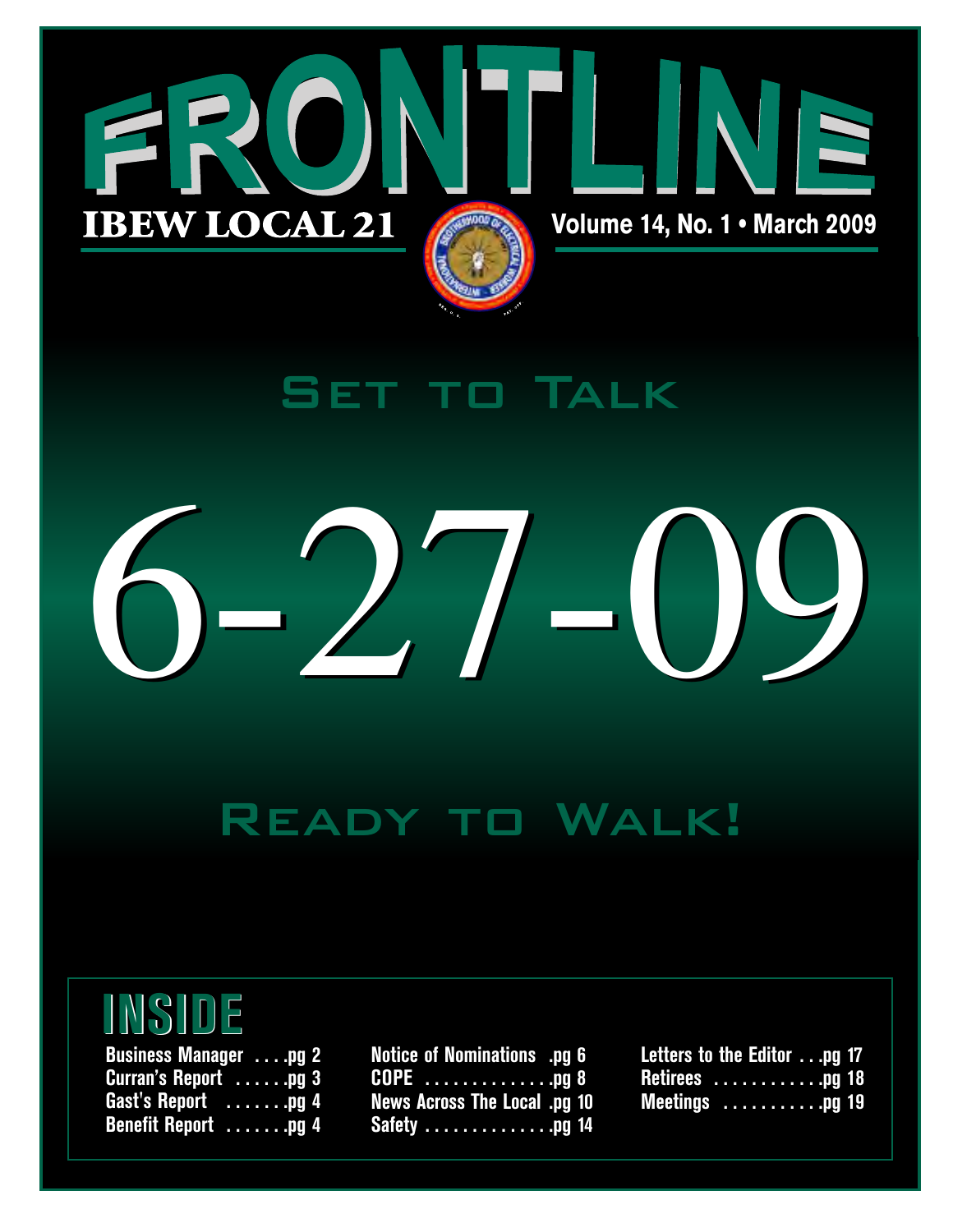# FRONTLINE

**IBEW LOCAL 21**

**Volume 14, No. 1 • March 2009**

## Set to Talk

# 6-27-09

## Ready to Walk!

## INSIDE

- Business Manager . . . .pg 2
- Curran's Report . . . . . .pg 3
- Gast's Report . . . . . . .pg 4
- Benefit Report . . . . . . .pg 4
- Notice of Nominations .pg 6
- COPE . . . . . . . . . . . . . .pg 8
- News Across The Local .pg 10
- Safety . . . . . . . . . . . . . .pg 14
- Letters to the Editor . . .pg 17
- Retirees . . . . . . . . . . .pg 18
- Meetings . . . . . . . . . . .pg 19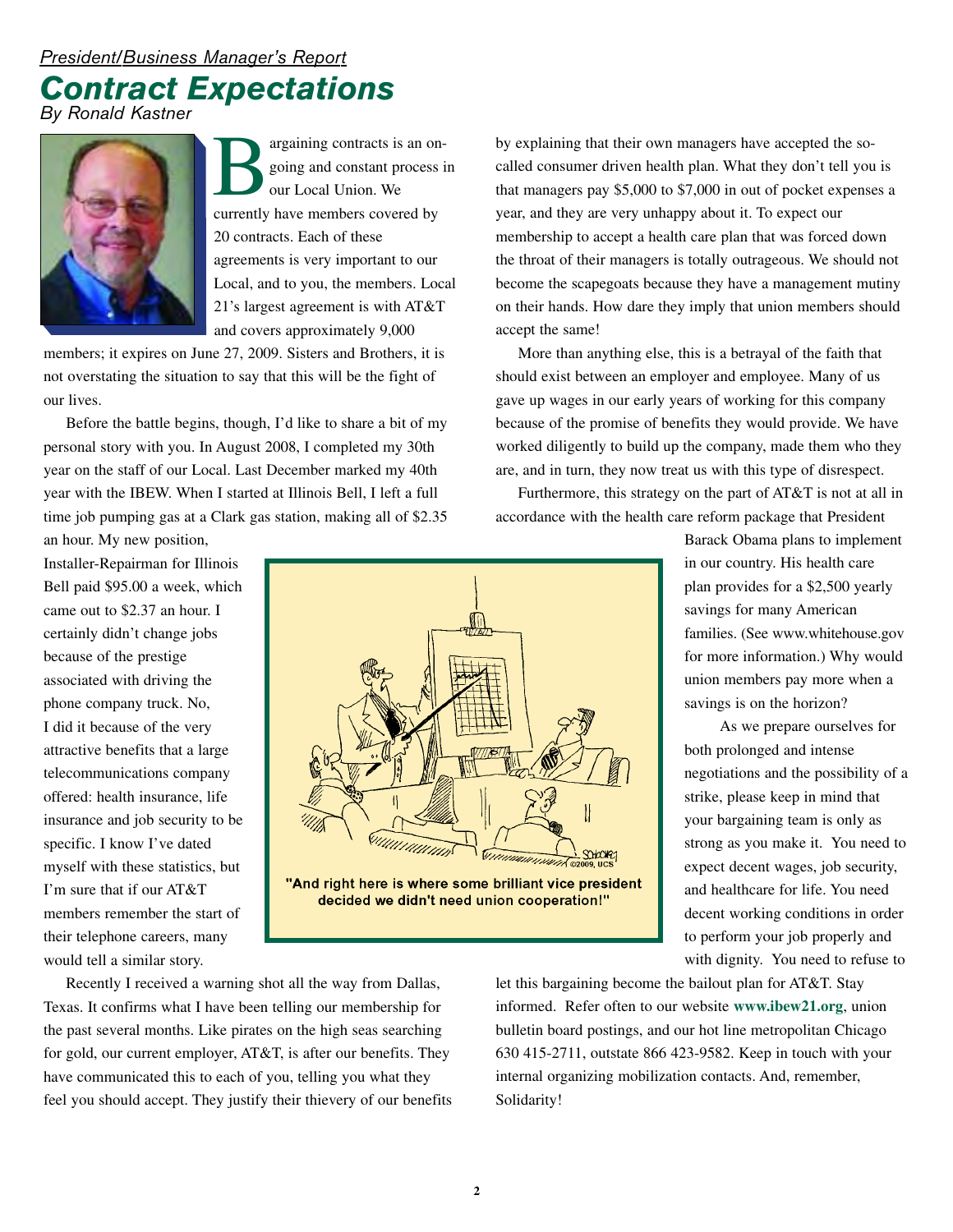*President/Business Manager's Report*

# Contract Expectations

*By Ronald Kastner*

Bargaining contracts is an on-going and constant process in our Local Union. We currently have members covered by 20 contracts. Each of these agreements is very important to our Local, and to you, the members. Local 21's largest agreement is with AT&T and covers approximately 9,000 members; it expires on June 27, 2009. Sisters and Brothers, it is not overstating the situation to say that this will be the fight of our lives.

Before the battle begins, though, I'd like to share a bit of my personal story with you. In August 2008, I completed my 30th year on the staff of our Local. Last December marked my 40th year with the IBEW. When I started at Illinois Bell, I left a full time job pumping gas at a Clark gas station, making all of $2.35 an hour. My new position, Installer-Repairman for Illinois Bell paid $95.00 a week, which came out to $2.37 an hour. I certainly didn't change jobs because of the prestige associated with driving the phone company truck. No, I did it because of the very attractive benefits that a large telecommunications company offered: health insurance, life insurance and job security to be specific. I know I've dated myself with these statistics, but I'm sure that if our AT&T members remember the start of their telephone careers, many would tell a similar story.

"And right here is where some brilliant vice president decided we didn't need union cooperation!"

Recently I received a warning shot all the way from Dallas, Texas. It confirms what I have been telling our membership for the past several months. Like pirates on the high seas searching for gold, our current employer, AT&T, is after our benefits. They have communicated this to each of you, telling you what they feel you should accept. They justify their thievery of our benefits by explaining that their own managers have accepted the so-called consumer driven health plan. What they don't tell you is that managers pay $5,000 to $7,000 in out of pocket expenses a year, and they are very unhappy about it. To expect our membership to accept a health care plan that was forced down the throat of their managers is totally outrageous. We should not become the scapegoats because they have a management mutiny on their hands. How dare they imply that union members should accept the same!

More than anything else, this is a betrayal of the faith that should exist between an employer and employee. Many of us gave up wages in our early years of working for this company because of the promise of benefits they would provide. We have worked diligently to build up the company, made them who they are, and in turn, they now treat us with this type of disrespect.

Furthermore, this strategy on the part of AT&T is not at all in accordance with the health care reform package that President Barack Obama plans to implement in our country. His health care plan provides for a $2,500 yearly savings for many American families. (See www.whitehouse.gov for more information.) Why would union members pay more when a savings is on the horizon?

As we prepare ourselves for both prolonged and intense negotiations and the possibility of a strike, please keep in mind that your bargaining team is only as strong as you make it. You need to expect decent wages, job security, and healthcare for life. You need decent working conditions in order to perform your job properly and with dignity. You need to refuse to let this bargaining become the bailout plan for AT&T. Stay informed. Refer often to our website **www.ibew21.org**, union bulletin board postings, and our hot line metropolitan Chicago 630 415-2711, outstate 866 423-9582. Keep in touch with your internal organizing mobilization contacts. And, remember, Solidarity!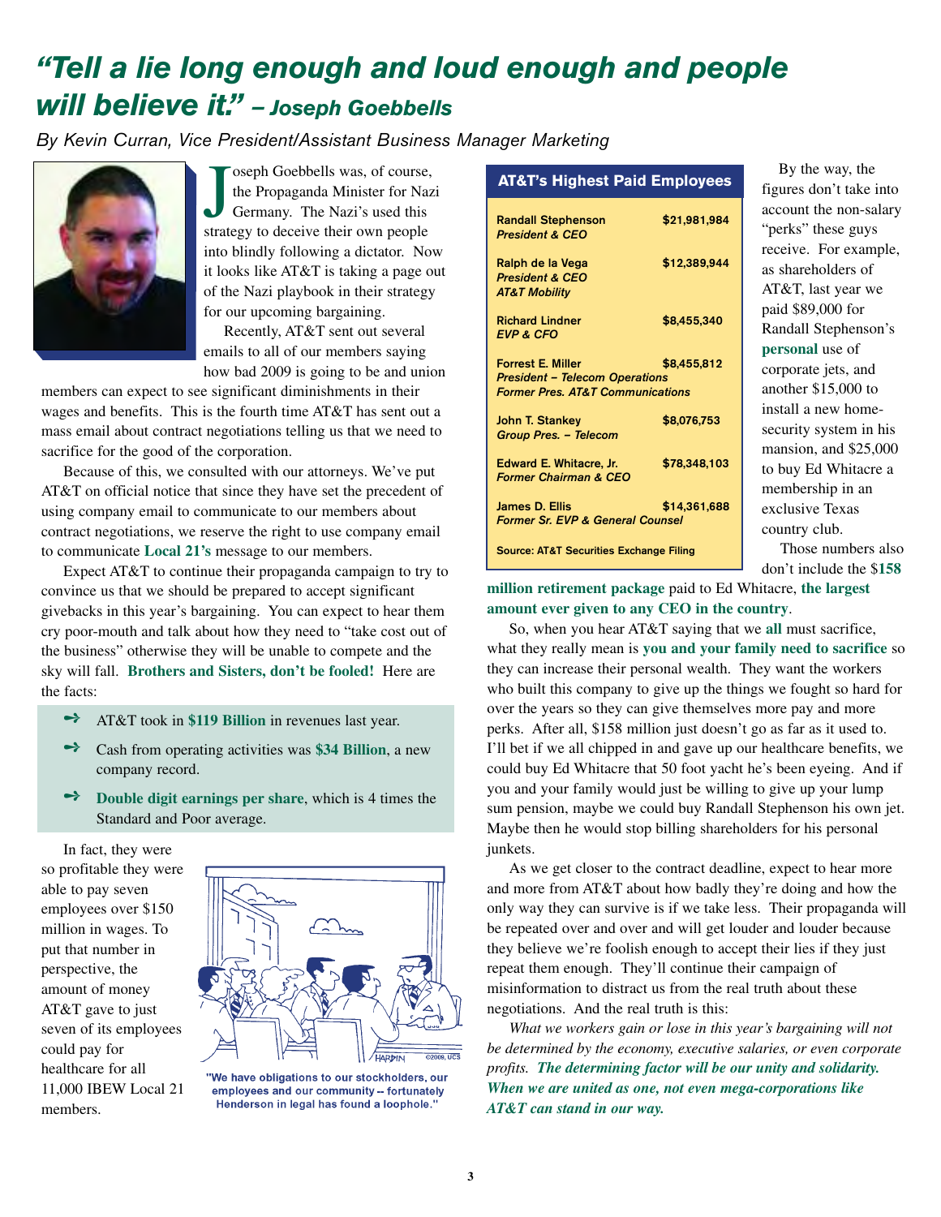# *"Tell a lie long enough and loud enough and people will believe it."* – *Joseph Goebbels*

*By Kevin Curran, Vice President/Assistant Business Manager Marketing*

Joseph Goebbels was, of course, the Propaganda Minister for Nazi Germany. The Nazi's used this strategy to deceive their own people into blindly following a dictator. Now it looks like AT&T is taking a page out of the Nazi playbook in their strategy for our upcoming bargaining.

Recently, AT&T sent out several emails to all of our members saying how bad 2009 is going to be and union members can expect to see significant diminishments in their wages and benefits. This is the fourth time AT&T has sent out a mass email about contract negotiations telling us that we need to sacrifice for the good of the corporation.

Because of this, we consulted with our attorneys. We've put AT&T on official notice that since they have set the precedent of using company email to communicate to our members about contract negotiations, we reserve the right to use company email to communicate **Local 21's** message to our members.

Expect AT&T to continue their propaganda campaign to try to convince us that we should be prepared to accept significant givebacks in this year's bargaining. You can expect to hear them cry poor-mouth and talk about how they need to "take cost out of the business" otherwise they will be unable to compete and the sky will fall. **Brothers and Sisters, don't be fooled!** Here are the facts:

- AT&T took in **$119 Billion** in revenues last year.
- Cash from operating activities was **$34 Billion**, a new company record.
- **Double digit earnings per share**, which is 4 times the Standard and Poor average.

In fact, they were so profitable they were able to pay seven employees over $150 million in wages. To put that number in perspective, the amount of money AT&T gave to just seven of its employees could pay for healthcare for all 11,000 IBEW Local 21 members.

"We have obligations to our stockholders, our employees and our community -- fortunately Henderson in legal has found a loophole."

**AT&T's Highest Paid Employees**

| Name / Title | Compensation |
|---|---|
| **Randall Stephenson** *President & CEO* | **$21,981,984** |
| **Ralph de la Vega** *President & CEO AT&T Mobility* | **$12,389,944** |
| **Richard Lindner** *EVP & CFO* | **$8,455,340** |
| **Forrest E. Miller** *President – Telecom Operations, Former Pres. AT&T Communications* | **$8,455,812** |
| **John T. Stankey** *Group Pres. – Telecom* | **$8,076,753** |
| **Edward E. Whitacre, Jr.** *Former Chairman & CEO* | **$78,348,103** |
| **James D. Ellis** *Former Sr. EVP & General Counsel* | **$14,361,688** |

Source: AT&T Securities Exchange Filing

By the way, the figures don't take into account the non-salary "perks" these guys receive. For example, as shareholders of AT&T, last year we paid $89,000 for Randall Stephenson's **personal** use of corporate jets, and another $15,000 to install a new home-security system in his mansion, and $25,000 to buy Ed Whitacre a membership in an exclusive Texas country club.

Those numbers also don't include the **$158 million retirement package** paid to Ed Whitacre, **the largest amount ever given to any CEO in the country**.

So, when you hear AT&T saying that we **all** must sacrifice, what they really mean is **you and your family need to sacrifice** so they can increase their personal wealth. They want the workers who built this company to give up the things we fought so hard for over the years so they can give themselves more pay and more perks. After all, $158 million just doesn't go as far as it used to. I'll bet if we all chipped in and gave up our healthcare benefits, we could buy Ed Whitacre that 50 foot yacht he's been eyeing. And if you and your family would just be willing to give up your lump sum pension, maybe we could buy Randall Stephenson his own jet. Maybe then he would stop billing shareholders for his personal junkets.

As we get closer to the contract deadline, expect to hear more and more from AT&T about how badly they're doing and how the only way they can survive is if we take less. Their propaganda will be repeated over and over and will get louder and louder because they believe we're foolish enough to accept their lies if they just repeat them enough. They'll continue their campaign of misinformation to distract us from the real truth about these negotiations. And the real truth is this:

*What we workers gain or lose in this year's bargaining will not be determined by the economy, executive salaries, or even corporate profits.* ***The determining factor will be our unity and solidarity. When we are united as one, not even mega-corporations like AT&T can stand in our way.***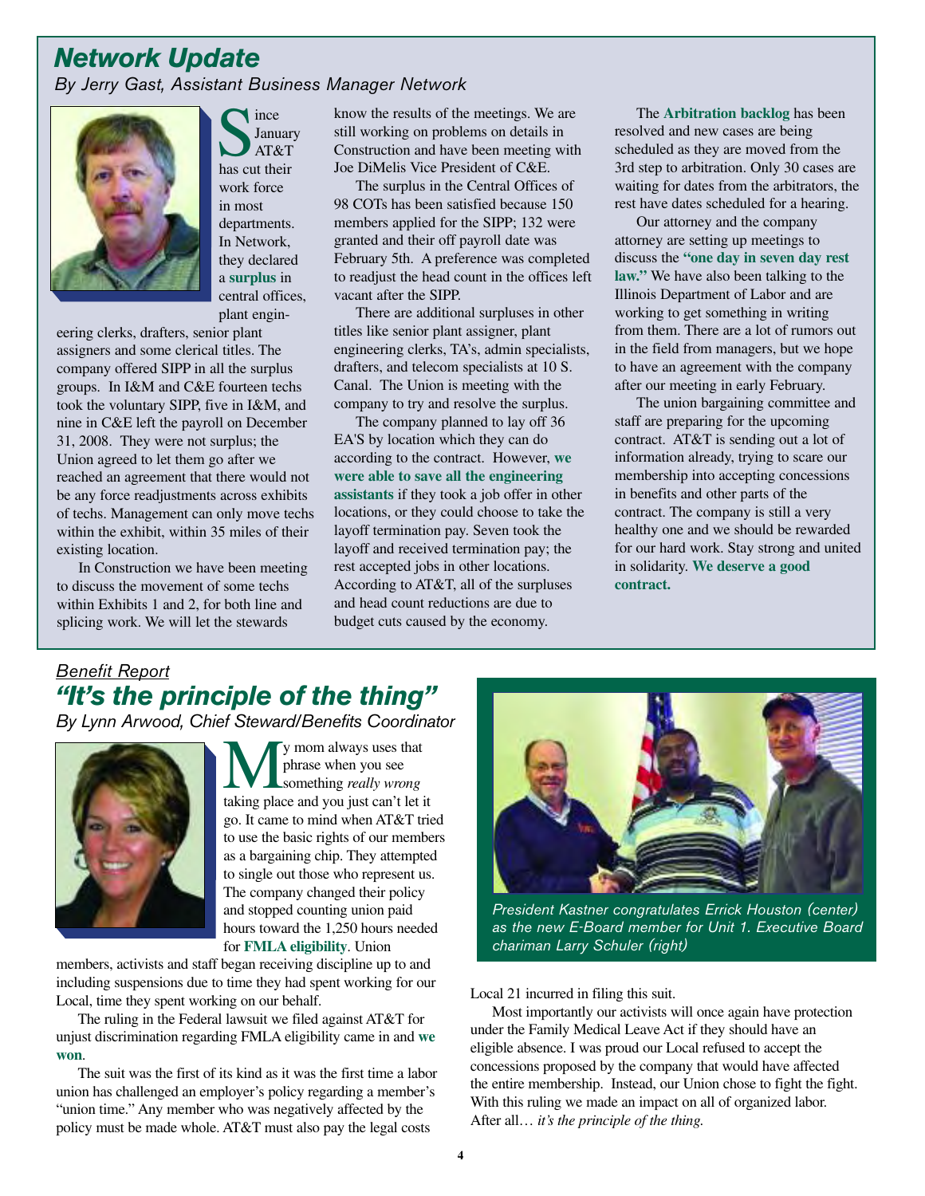## *Network Update*

*By Jerry Gast, Assistant Business Manager Network*

Since January AT&T has cut their work force in most departments. In Network, they declared a **surplus** in central offices, plant engineering clerks, drafters, senior plant assigners and some clerical titles. The company offered SIPP in all the surplus groups. In I&M and C&E fourteen techs took the voluntary SIPP, five in I&M, and nine in C&E left the payroll on December 31, 2008. They were not surplus; the Union agreed to let them go after we reached an agreement that there would not be any force readjustments across exhibits of techs. Management can only move techs within the exhibit, within 35 miles of their existing location.

In Construction we have been meeting to discuss the movement of some techs within Exhibits 1 and 2, for both line and splicing work. We will let the stewards know the results of the meetings. We are still working on problems on details in Construction and have been meeting with Joe DiMelis Vice President of C&E.

The surplus in the Central Offices of 98 COTs has been satisfied because 150 members applied for the SIPP; 132 were granted and their off payroll date was February 5th. A preference was completed to readjust the head count in the offices left vacant after the SIPP.

There are additional surpluses in other titles like senior plant assigner, plant engineering clerks, TA's, admin specialists, drafters, and telecom specialists at 10 S. Canal. The Union is meeting with the company to try and resolve the surplus.

The company planned to lay off 36 EA'S by location which they can do according to the contract. However, **we were able to save all the engineering assistants** if they took a job offer in other locations, or they could choose to take the layoff termination pay. Seven took the layoff and received termination pay; the rest accepted jobs in other locations. According to AT&T, all of the surpluses and head count reductions are due to budget cuts caused by the economy.

The **Arbitration backlog** has been resolved and new cases are being scheduled as they are moved from the 3rd step to arbitration. Only 30 cases are waiting for dates from the arbitrators, the rest have dates scheduled for a hearing.

Our attorney and the company attorney are setting up meetings to discuss the **"one day in seven day rest law."** We have also been talking to the Illinois Department of Labor and are working to get something in writing from them. There are a lot of rumors out in the field from managers, but we hope to have an agreement with the company after our meeting in early February.

The union bargaining committee and staff are preparing for the upcoming contract. AT&T is sending out a lot of information already, trying to scare our membership into accepting concessions in benefits and other parts of the contract. The company is still a very healthy one and we should be rewarded for our hard work. Stay strong and united in solidarity. **We deserve a good contract.**

<u>*Benefit Report*</u>

## *"It's the principle of the thing"*

*By Lynn Arwood, Chief Steward/Benefits Coordinator*

My mom always uses that phrase when you see something *really wrong* taking place and you just can't let it go. It came to mind when AT&T tried to use the basic rights of our members as a bargaining chip. They attempted to single out those who represent us. The company changed their policy and stopped counting union paid hours toward the 1,250 hours needed for **FMLA eligibility**. Union members, activists and staff began receiving discipline up to and including suspensions due to time they had spent working for our Local, time they spent working on our behalf.

The ruling in the Federal lawsuit we filed against AT&T for unjust discrimination regarding FMLA eligibility came in and **we won**.

The suit was the first of its kind as it was the first time a labor union has challenged an employer's policy regarding a member's "union time." Any member who was negatively affected by the policy must be made whole. AT&T must also pay the legal costs Local 21 incurred in filing this suit.

Most importantly our activists will once again have protection under the Family Medical Leave Act if they should have an eligible absence. I was proud our Local refused to accept the concessions proposed by the company that would have affected the entire membership. Instead, our Union chose to fight the fight. With this ruling we made an impact on all of organized labor. After all… *it's the principle of the thing.*

*President Kastner congratulates Errick Houston (center) as the new E-Board member for Unit 1. Executive Board chariman Larry Schuler (right)*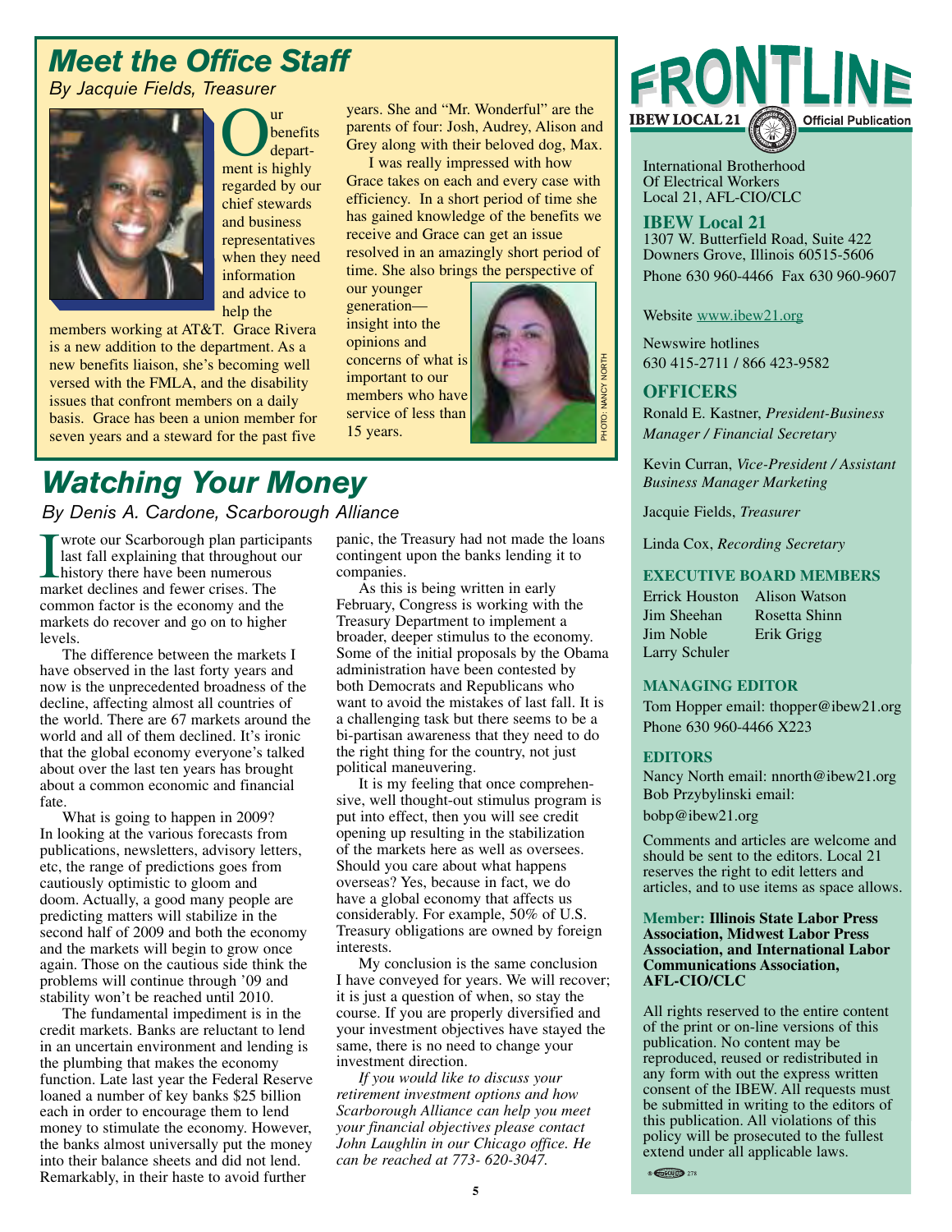## Meet the Office Staff

*By Jacquie Fields, Treasurer*

Our benefits department is highly regarded by our chief stewards and business representatives when they need information and advice to help the members working at AT&T. Grace Rivera is a new addition to the department. As a new benefits liaison, she's becoming well versed with the FMLA, and the disability issues that confront members on a daily basis. Grace has been a union member for seven years and a steward for the past five years. She and "Mr. Wonderful" are the parents of four: Josh, Audrey, Alison and Grey along with their beloved dog, Max.

I was really impressed with how Grace takes on each and every case with efficiency. In a short period of time she has gained knowledge of the benefits we receive and Grace can get an issue resolved in an amazingly short period of time. She also brings the perspective of our younger generation—insight into the opinions and concerns of what is important to our members who have service of less than 15 years.

PHOTO: NANCY NORTH

## Watching Your Money

*By Denis A. Cardone, Scarborough Alliance*

I wrote our Scarborough plan participants last fall explaining that throughout our history there have been numerous market declines and fewer crises. The common factor is the economy and the markets do recover and go on to higher levels.

The difference between the markets I have observed in the last forty years and now is the unprecedented broadness of the decline, affecting almost all countries of the world. There are 67 markets around the world and all of them declined. It's ironic that the global economy everyone's talked about over the last ten years has brought about a common economic and financial fate.

What is going to happen in 2009? In looking at the various forecasts from publications, newsletters, advisory letters, etc, the range of predictions goes from cautiously optimistic to gloom and doom. Actually, a good many people are predicting matters will stabilize in the second half of 2009 and both the economy and the markets will begin to grow once again. Those on the cautious side think the problems will continue through '09 and stability won't be reached until 2010.

The fundamental impediment is in the credit markets. Banks are reluctant to lend in an uncertain environment and lending is the plumbing that makes the economy function. Late last year the Federal Reserve loaned a number of key banks $25 billion each in order to encourage them to lend money to stimulate the economy. However, the banks almost universally put the money into their balance sheets and did not lend. Remarkably, in their haste to avoid further panic, the Treasury had not made the loans contingent upon the banks lending it to companies.

As this is being written in early February, Congress is working with the Treasury Department to implement a broader, deeper stimulus to the economy. Some of the initial proposals by the Obama administration have been contested by both Democrats and Republicans who want to avoid the mistakes of last fall. It is a challenging task but there seems to be a bi-partisan awareness that they need to do the right thing for the country, not just political maneuvering.

It is my feeling that once comprehensive, well thought-out stimulus program is put into effect, then you will see credit opening up resulting in the stabilization of the markets here as well as oversees. Should you care about what happens overseas? Yes, because in fact, we do have a global economy that affects us considerably. For example, 50% of U.S. Treasury obligations are owned by foreign interests.

My conclusion is the same conclusion I have conveyed for years. We will recover; it is just a question of when, so stay the course. If you are properly diversified and your investment objectives have stayed the same, there is no need to change your investment direction.

*If you would like to discuss your retirement investment options and how Scarborough Alliance can help you meet your financial objectives please contact John Laughlin in our Chicago office. He can be reached at 773- 620-3047.*

# FRONTLINE

**IBEW LOCAL 21** — **Official Publication**

International Brotherhood Of Electrical Workers Local 21, AFL-CIO/CLC

**IBEW Local 21**
1307 W. Butterfield Road, Suite 422
Downers Grove, Illinois 60515-5606
Phone 630 960-4466 Fax 630 960-9607

Website www.ibew21.org

Newswire hotlines
630 415-2711 / 866 423-9582

### OFFICERS

Ronald E. Kastner, *President-Business Manager / Financial Secretary*

Kevin Curran, *Vice-President / Assistant Business Manager Marketing*

Jacquie Fields, *Treasurer*

Linda Cox, *Recording Secretary*

### EXECUTIVE BOARD MEMBERS

Errick Houston
Jim Sheehan
Jim Noble
Larry Schuler
Alison Watson
Rosetta Shinn
Erik Grigg

### MANAGING EDITOR

Tom Hopper email: thopper@ibew21.org
Phone 630 960-4466 X223

### EDITORS

Nancy North email: nnorth@ibew21.org
Bob Przybylinski email: bobp@ibew21.org

Comments and articles are welcome and should be sent to the editors. Local 21 reserves the right to edit letters and articles, and to use items as space allows.

**Member: Illinois State Labor Press Association, Midwest Labor Press Association, and International Labor Communications Association, AFL-CIO/CLC**

All rights reserved to the entire content of the print or on-line versions of this publication. No content may be reproduced, reused or redistributed in any form with out the express written consent of the IBEW. All requests must be submitted in writing to the editors of this publication. All violations of this policy will be prosecuted to the fullest extend under all applicable laws.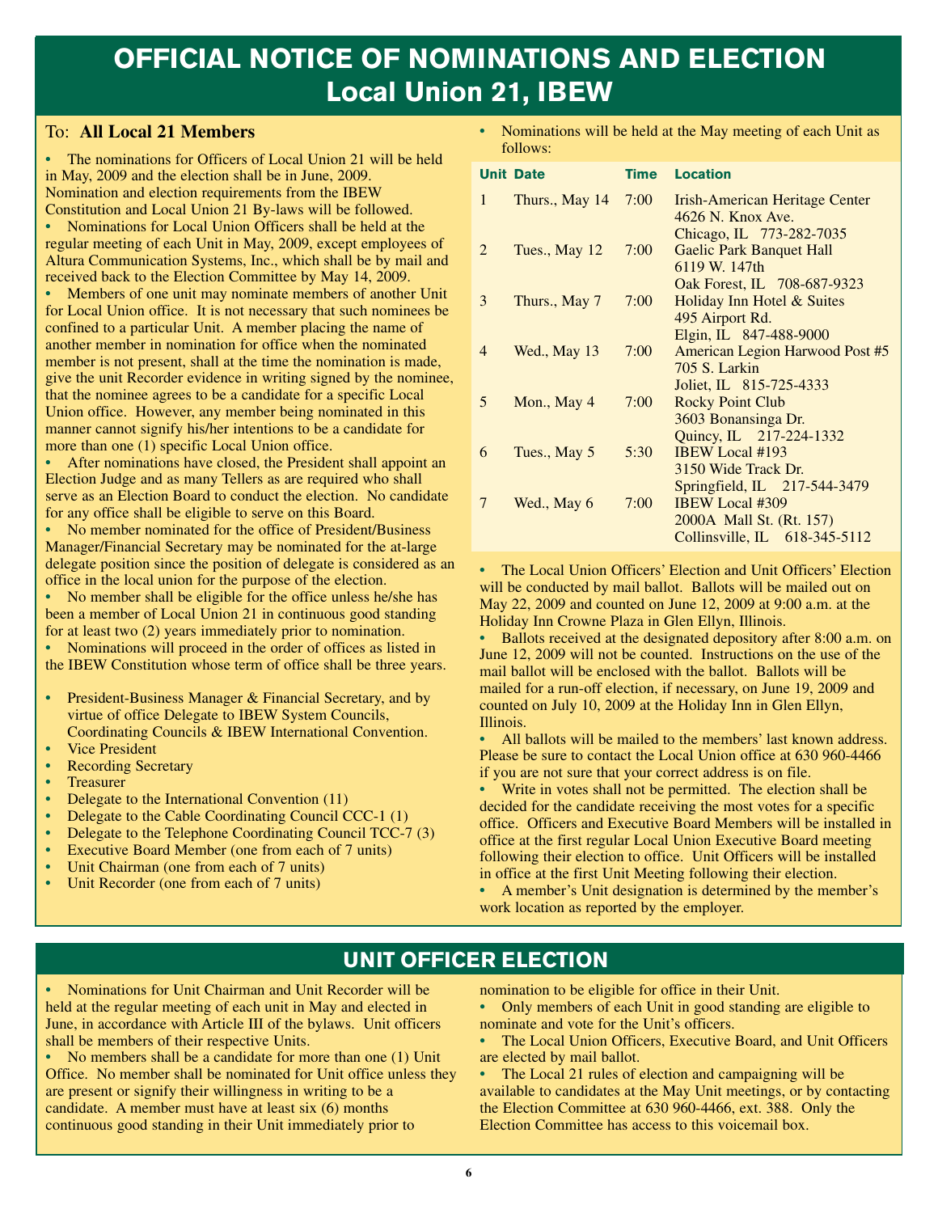# OFFICIAL NOTICE OF NOMINATIONS AND ELECTION
## Local Union 21, IBEW

To: **All Local 21 Members**

- The nominations for Officers of Local Union 21 will be held in May, 2009 and the election shall be in June, 2009. Nomination and election requirements from the IBEW Constitution and Local Union 21 By-laws will be followed.
- Nominations for Local Union Officers shall be held at the regular meeting of each Unit in May, 2009, except employees of Altura Communication Systems, Inc., which shall be by mail and received back to the Election Committee by May 14, 2009.
- Members of one unit may nominate members of another Unit for Local Union office. It is not necessary that such nominees be confined to a particular Unit. A member placing the name of another member in nomination for office when the nominated member is not present, shall at the time the nomination is made, give the unit Recorder evidence in writing signed by the nominee, that the nominee agrees to be a candidate for a specific Local Union office. However, any member being nominated in this manner cannot signify his/her intentions to be a candidate for more than one (1) specific Local Union office.
- After nominations have closed, the President shall appoint an Election Judge and as many Tellers as are required who shall serve as an Election Board to conduct the election. No candidate for any office shall be eligible to serve on this Board.
- No member nominated for the office of President/Business Manager/Financial Secretary may be nominated for the at-large delegate position since the position of delegate is considered as an office in the local union for the purpose of the election.
- No member shall be eligible for the office unless he/she has been a member of Local Union 21 in continuous good standing for at least two (2) years immediately prior to nomination.
- Nominations will proceed in the order of offices as listed in the IBEW Constitution whose term of office shall be three years.

- President-Business Manager & Financial Secretary, and by virtue of office Delegate to IBEW System Councils, Coordinating Councils & IBEW International Convention.
- Vice President
- Recording Secretary
- Treasurer
- Delegate to the International Convention (11)
- Delegate to the Cable Coordinating Council CCC-1 (1)
- Delegate to the Telephone Coordinating Council TCC-7 (3)
- Executive Board Member (one from each of 7 units)
- Unit Chairman (one from each of 7 units)
- Unit Recorder (one from each of 7 units)

- Nominations will be held at the May meeting of each Unit as follows:

| Unit | Date | Time | Location |
|---|---|---|---|
| 1 | Thurs., May 14 | 7:00 | Irish-American Heritage Center, 4626 N. Knox Ave., Chicago, IL 773-282-7035 |
| 2 | Tues., May 12 | 7:00 | Gaelic Park Banquet Hall, 6119 W. 147th, Oak Forest, IL 708-687-9323 |
| 3 | Thurs., May 7 | 7:00 | Holiday Inn Hotel & Suites, 495 Airport Rd., Elgin, IL 847-488-9000 |
| 4 | Wed., May 13 | 7:00 | American Legion Harwood Post #5, 705 S. Larkin, Joliet, IL 815-725-4333 |
| 5 | Mon., May 4 | 7:00 | Rocky Point Club, 3603 Bonansinga Dr., Quincy, IL 217-224-1332 |
| 6 | Tues., May 5 | 5:30 | IBEW Local #193, 3150 Wide Track Dr., Springfield, IL 217-544-3479 |
| 7 | Wed., May 6 | 7:00 | IBEW Local #309, 2000A Mall St. (Rt. 157), Collinsville, IL 618-345-5112 |

- The Local Union Officers' Election and Unit Officers' Election will be conducted by mail ballot. Ballots will be mailed out on May 22, 2009 and counted on June 12, 2009 at 9:00 a.m. at the Holiday Inn Crowne Plaza in Glen Ellyn, Illinois.
- Ballots received at the designated depository after 8:00 a.m. on June 12, 2009 will not be counted. Instructions on the use of the mail ballot will be enclosed with the ballot. Ballots will be mailed for a run-off election, if necessary, on June 19, 2009 and counted on July 10, 2009 at the Holiday Inn in Glen Ellyn, Illinois.
- All ballots will be mailed to the members' last known address. Please be sure to contact the Local Union office at 630 960-4466 if you are not sure that your correct address is on file.
- Write in votes shall not be permitted. The election shall be decided for the candidate receiving the most votes for a specific office. Officers and Executive Board Members will be installed in office at the first regular Local Union Executive Board meeting following their election to office. Unit Officers will be installed in office at the first Unit Meeting following their election.
- A member's Unit designation is determined by the member's work location as reported by the employer.

## UNIT OFFICER ELECTION

- Nominations for Unit Chairman and Unit Recorder will be held at the regular meeting of each unit in May and elected in June, in accordance with Article III of the bylaws. Unit officers shall be members of their respective Units.
- No members shall be a candidate for more than one (1) Unit Office. No member shall be nominated for Unit office unless they are present or signify their willingness in writing to be a candidate. A member must have at least six (6) months continuous good standing in their Unit immediately prior to nomination to be eligible for office in their Unit.
- Only members of each Unit in good standing are eligible to nominate and vote for the Unit's officers.
- The Local Union Officers, Executive Board, and Unit Officers are elected by mail ballot.
- The Local 21 rules of election and campaigning will be available to candidates at the May Unit meetings, or by contacting the Election Committee at 630 960-4466, ext. 388. Only the Election Committee has access to this voicemail box.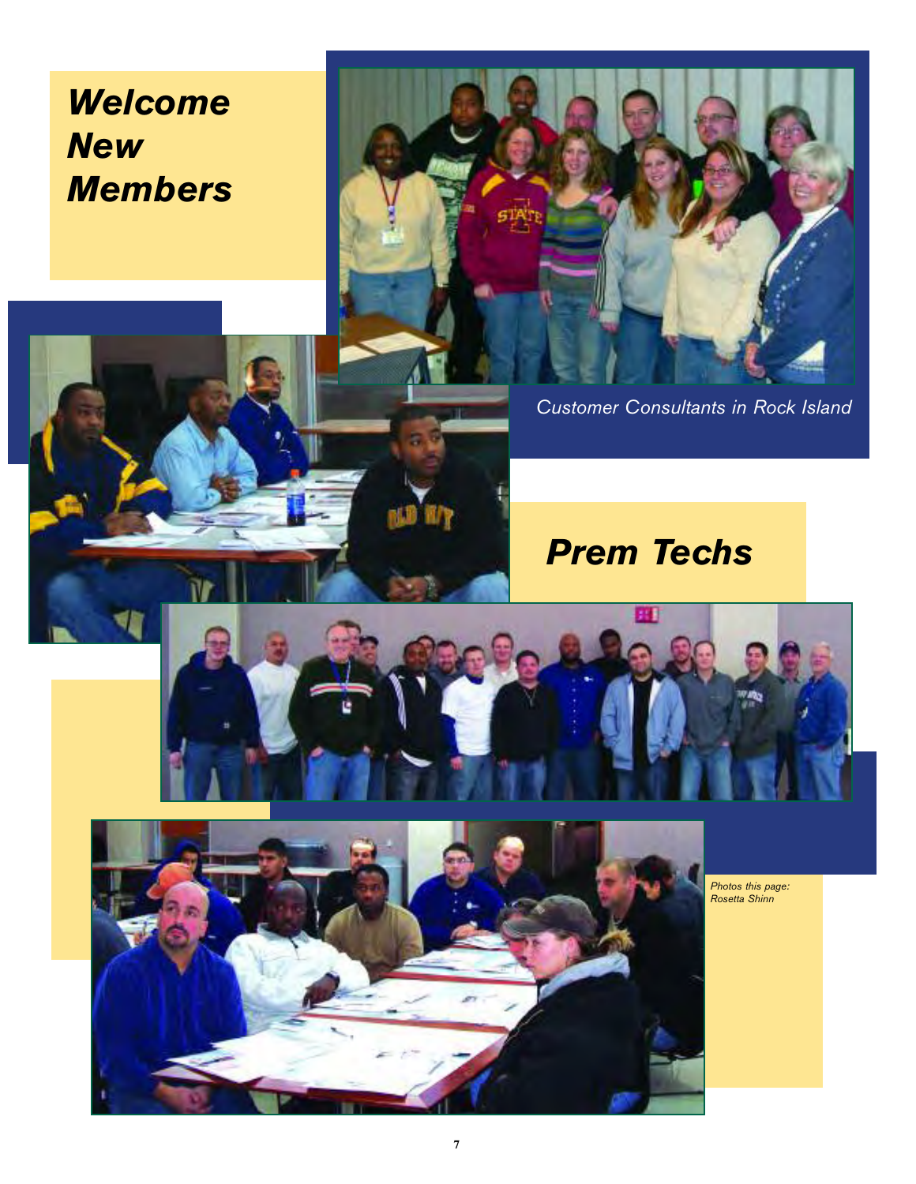# *Welcome New Members*

*Customer Consultants in Rock Island*

## *Prem Techs*

*Photos this page: Rosetta Shinn*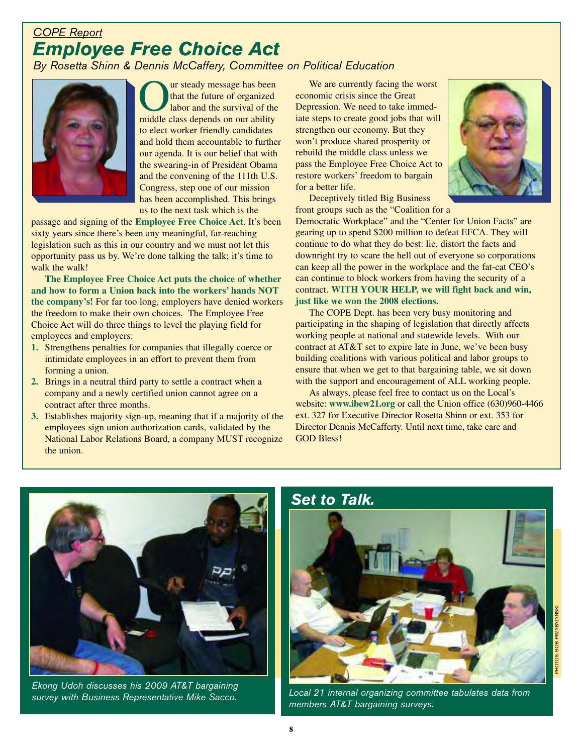*COPE Report*

# Employee Free Choice Act

*By Rosetta Shinn & Dennis McCaffery, Committee on Political Education*

Our steady message has been that the future of organized labor and the survival of the middle class depends on our ability to elect worker friendly candidates and hold them accountable to further our agenda. It is our belief that with the swearing-in of President Obama and the convening of the 111th U.S. Congress, step one of our mission has been accomplished. This brings us to the next task which is the passage and signing of the **Employee Free Choice Act**. It's been sixty years since there's been any meaningful, far-reaching legislation such as this in our country and we must not let this opportunity pass us by. We're done talking the talk; it's time to walk the walk!

**The Employee Free Choice Act puts the choice of whether and how to form a Union back into the workers' hands NOT the company's!** For far too long, employers have denied workers the freedom to make their own choices. The Employee Free Choice Act will do three things to level the playing field for employees and employers:

1. Strengthens penalties for companies that illegally coerce or intimidate employees in an effort to prevent them from forming a union.
2. Brings in a neutral third party to settle a contract when a company and a newly certified union cannot agree on a contract after three months.
3. Establishes majority sign-up, meaning that if a majority of the employees sign union authorization cards, validated by the National Labor Relations Board, a company MUST recognize the union.

We are currently facing the worst economic crisis since the Great Depression. We need to take immediate steps to create good jobs that will strengthen our economy. But they won't produce shared prosperity or rebuild the middle class unless we pass the Employee Free Choice Act to restore workers' freedom to bargain for a better life.

Deceptively titled Big Business front groups such as the "Coalition for a Democratic Workplace" and the "Center for Union Facts" are gearing up to spend $200 million to defeat EFCA. They will continue to do what they do best: lie, distort the facts and downright try to scare the hell out of everyone so corporations can keep all the power in the workplace and the fat-cat CEO's can continue to block workers from having the security of a contract. **WITH YOUR HELP, we will fight back and win, just like we won the 2008 elections.**

The COPE Dept. has been very busy monitoring and participating in the shaping of legislation that directly affects working people at national and statewide levels. With our contract at AT&T set to expire late in June, we've been busy building coalitions with various political and labor groups to ensure that when we get to that bargaining table, we sit down with the support and encouragement of ALL working people.

As always, please feel free to contact us on the Local's website: **www.ibew21.org** or call the Union office (630)960-4466 ext. 327 for Executive Director Rosetta Shinn or ext. 353 for Director Dennis McCafferty. Until next time, take care and GOD Bless!

*Ekong Udoh discusses his 2009 AT&T bargaining survey with Business Representative Mike Sacco.*

## Set to Talk.

*Local 21 internal organizing committee tabulates data from members AT&T bargaining surveys.*

PHOTOS: BOB PRZYBYLYNSKI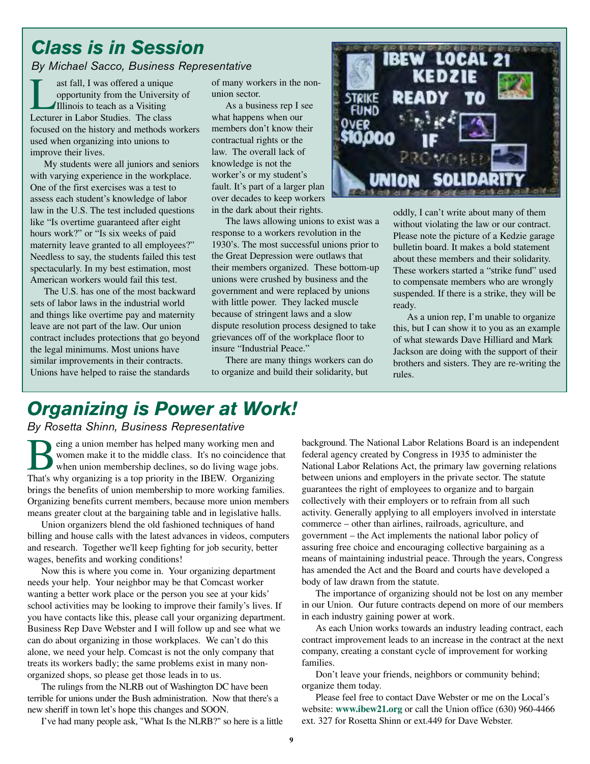## Class is in Session

*By Michael Sacco, Business Representative*

Last fall, I was offered a unique opportunity from the University of Illinois to teach as a Visiting Lecturer in Labor Studies. The class focused on the history and methods workers used when organizing into unions to improve their lives.

My students were all juniors and seniors with varying experience in the workplace. One of the first exercises was a test to assess each student's knowledge of labor law in the U.S. The test included questions like "Is overtime guaranteed after eight hours work?" or "Is six weeks of paid maternity leave granted to all employees?" Needless to say, the students failed this test spectacularly. In my best estimation, most American workers would fail this test.

The U.S. has one of the most backward sets of labor laws in the industrial world and things like overtime pay and maternity leave are not part of the law. Our union contract includes protections that go beyond the legal minimums. Most unions have similar improvements in their contracts. Unions have helped to raise the standards of many workers in the non-union sector.

As a business rep I see what happens when our members don't know their contractual rights or the law. The overall lack of knowledge is not the worker's or my student's fault. It's part of a larger plan over decades to keep workers in the dark about their rights.

The laws allowing unions to exist was a response to a workers revolution in the 1930's. The most successful unions prior to the Great Depression were outlaws that their members organized. These bottom-up unions were crushed by business and the government and were replaced by unions with little power. They lacked muscle because of stringent laws and a slow dispute resolution process designed to take grievances off of the workplace floor to insure "Industrial Peace."

There are many things workers can do to organize and build their solidarity, but oddly, I can't write about many of them without violating the law or our contract. Please note the picture of a Kedzie garage bulletin board. It makes a bold statement about these members and their solidarity. These workers started a "strike fund" used to compensate members who are wrongly suspended. If there is a strike, they will be ready.

As a union rep, I'm unable to organize this, but I can show it to you as an example of what stewards Dave Hilliard and Mark Jackson are doing with the support of their brothers and sisters. They are re-writing the rules.

## Organizing is Power at Work!

*By Rosetta Shinn, Business Representative*

Being a union member has helped many working men and women make it to the middle class. It's no coincidence that when union membership declines, so do living wage jobs. That's why organizing is a top priority in the IBEW. Organizing brings the benefits of union membership to more working families. Organizing benefits current members, because more union members means greater clout at the bargaining table and in legislative halls.

Union organizers blend the old fashioned techniques of hand billing and house calls with the latest advances in videos, computers and research. Together we'll keep fighting for job security, better wages, benefits and working conditions!

Now this is where you come in. Your organizing department needs your help. Your neighbor may be that Comcast worker wanting a better work place or the person you see at your kids' school activities may be looking to improve their family's lives. If you have contacts like this, please call your organizing department. Business Rep Dave Webster and I will follow up and see what we can do about organizing in those workplaces. We can't do this alone, we need your help. Comcast is not the only company that treats its workers badly; the same problems exist in many non-organized shops, so please get those leads in to us.

The rulings from the NLRB out of Washington DC have been terrible for unions under the Bush administration. Now that there's a new sheriff in town let's hope this changes and SOON.

I've had many people ask, "What Is the NLRB?" so here is a little background. The National Labor Relations Board is an independent federal agency created by Congress in 1935 to administer the National Labor Relations Act, the primary law governing relations between unions and employers in the private sector. The statute guarantees the right of employees to organize and to bargain collectively with their employers or to refrain from all such activity. Generally applying to all employers involved in interstate commerce – other than airlines, railroads, agriculture, and government – the Act implements the national labor policy of assuring free choice and encouraging collective bargaining as a means of maintaining industrial peace. Through the years, Congress has amended the Act and the Board and courts have developed a body of law drawn from the statute.

The importance of organizing should not be lost on any member in our Union. Our future contracts depend on more of our members in each industry gaining power at work.

As each Union works towards an industry leading contract, each contract improvement leads to an increase in the contract at the next company, creating a constant cycle of improvement for working families.

Don't leave your friends, neighbors or community behind; organize them today.

Please feel free to contact Dave Webster or me on the Local's website: **www.ibew21.org** or call the Union office (630) 960-4466 ext. 327 for Rosetta Shinn or ext.449 for Dave Webster.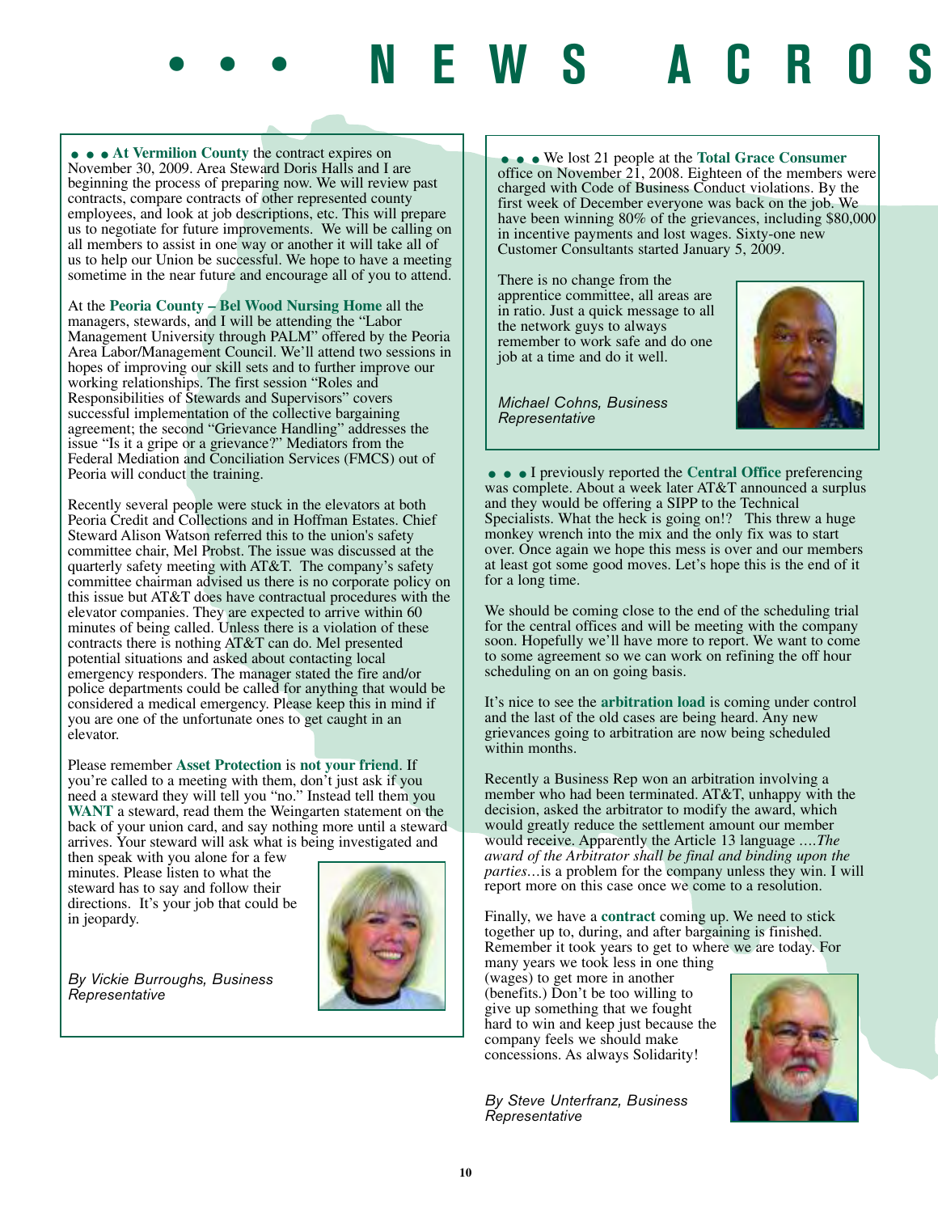# • • • NEWS ACROS

• • • **At Vermilion County** the contract expires on November 30, 2009. Area Steward Doris Halls and I are beginning the process of preparing now. We will review past contracts, compare contracts of other represented county employees, and look at job descriptions, etc. This will prepare us to negotiate for future improvements. We will be calling on all members to assist in one way or another it will take all of us to help our Union be successful. We hope to have a meeting sometime in the near future and encourage all of you to attend.

At the **Peoria County – Bel Wood Nursing Home** all the managers, stewards, and I will be attending the "Labor Management University through PALM" offered by the Peoria Area Labor/Management Council. We'll attend two sessions in hopes of improving our skill sets and to further improve our working relationships. The first session "Roles and Responsibilities of Stewards and Supervisors" covers successful implementation of the collective bargaining agreement; the second "Grievance Handling" addresses the issue "Is it a gripe or a grievance?" Mediators from the Federal Mediation and Conciliation Services (FMCS) out of Peoria will conduct the training.

Recently several people were stuck in the elevators at both Peoria Credit and Collections and in Hoffman Estates. Chief Steward Alison Watson referred this to the union's safety committee chair, Mel Probst. The issue was discussed at the quarterly safety meeting with AT&T. The company's safety committee chairman advised us there is no corporate policy on this issue but AT&T does have contractual procedures with the elevator companies. They are expected to arrive within 60 minutes of being called. Unless there is a violation of these contracts there is nothing AT&T can do. Mel presented potential situations and asked about contacting local emergency responders. The manager stated the fire and/or police departments could be called for anything that would be considered a medical emergency. Please keep this in mind if you are one of the unfortunate ones to get caught in an elevator.

Please remember **Asset Protection** is **not your friend**. If you're called to a meeting with them, don't just ask if you need a steward they will tell you "no." Instead tell them you **WANT** a steward, read them the Weingarten statement on the back of your union card, and say nothing more until a steward arrives. Your steward will ask what is being investigated and then speak with you alone for a few minutes. Please listen to what the steward has to say and follow their directions. It's your job that could be in jeopardy.

*By Vickie Burroughs, Business Representative*

• • • We lost 21 people at the **Total Grace Consumer** office on November 21, 2008. Eighteen of the members were charged with Code of Business Conduct violations. By the first week of December everyone was back on the job. We have been winning 80% of the grievances, including $80,000 in incentive payments and lost wages. Sixty-one new Customer Consultants started January 5, 2009.

There is no change from the apprentice committee, all areas are in ratio. Just a quick message to all the network guys to always remember to work safe and do one job at a time and do it well.

*Michael Cohns, Business Representative*

• • • I previously reported the **Central Office** preferencing was complete. About a week later AT&T announced a surplus and they would be offering a SIPP to the Technical Specialists. What the heck is going on!? This threw a huge monkey wrench into the mix and the only fix was to start over. Once again we hope this mess is over and our members at least got some good moves. Let's hope this is the end of it for a long time.

We should be coming close to the end of the scheduling trial for the central offices and will be meeting with the company soon. Hopefully we'll have more to report. We want to come to some agreement so we can work on refining the off hour scheduling on an on going basis.

It's nice to see the **arbitration load** is coming under control and the last of the old cases are being heard. Any new grievances going to arbitration are now being scheduled within months.

Recently a Business Rep won an arbitration involving a member who had been terminated. AT&T, unhappy with the decision, asked the arbitrator to modify the award, which would greatly reduce the settlement amount our member would receive. Apparently the Article 13 language ….*The award of the Arbitrator shall be final and binding upon the parties*…is a problem for the company unless they win. I will report more on this case once we come to a resolution.

Finally, we have a **contract** coming up. We need to stick together up to, during, and after bargaining is finished. Remember it took years to get to where we are today. For many years we took less in one thing (wages) to get more in another (benefits.) Don't be too willing to give up something that we fought hard to win and keep just because the company feels we should make concessions. As always Solidarity!

*By Steve Unterfranz, Business Representative*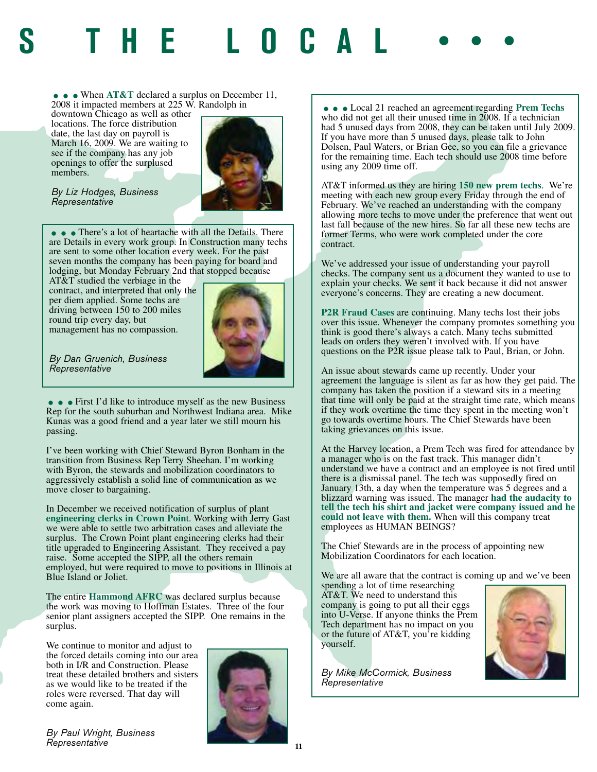# S THE LOCAL • • •

• • • When **AT&T** declared a surplus on December 11, 2008 it impacted members at 225 W. Randolph in downtown Chicago as well as other locations. The force distribution date, the last day on payroll is March 16, 2009. We are waiting to see if the company has any job openings to offer the surplused members.

*By Liz Hodges, Business Representative*

• • • There's a lot of heartache with all the Details. There are Details in every work group. In Construction many techs are sent to some other location every week. For the past seven months the company has been paying for board and lodging, but Monday February 2nd that stopped because AT&T studied the verbiage in the contract, and interpreted that only the per diem applied. Some techs are driving between 150 to 200 miles round trip every day, but management has no compassion.

*By Dan Gruenich, Business Representative*

• • • First I'd like to introduce myself as the new Business Rep for the south suburban and Northwest Indiana area. Mike Kunas was a good friend and a year later we still mourn his passing.

I've been working with Chief Steward Byron Bonham in the transition from Business Rep Terry Sheehan. I'm working with Byron, the stewards and mobilization coordinators to aggressively establish a solid line of communication as we move closer to bargaining.

In December we received notification of surplus of plant **engineering clerks in Crown Point**. Working with Jerry Gast we were able to settle two arbitration cases and alleviate the surplus. The Crown Point plant engineering clerks had their title upgraded to Engineering Assistant. They received a pay raise. Some accepted the SIPP, all the others remain employed, but were required to move to positions in Illinois at Blue Island or Joliet.

The entire **Hammond AFRC** was declared surplus because the work was moving to Hoffman Estates. Three of the four senior plant assigners accepted the SIPP. One remains in the surplus.

We continue to monitor and adjust to the forced details coming into our area both in I/R and Construction. Please treat these detailed brothers and sisters as we would like to be treated if the roles were reversed. That day will come again.

*By Paul Wright, Business Representative*

• • • Local 21 reached an agreement regarding **Prem Techs** who did not get all their unused time in 2008. If a technician had 5 unused days from 2008, they can be taken until July 2009. If you have more than 5 unused days, please talk to John Dolsen, Paul Waters, or Brian Gee, so you can file a grievance for the remaining time. Each tech should use 2008 time before using any 2009 time off.

AT&T informed us they are hiring **150 new prem techs**. We're meeting with each new group every Friday through the end of February. We've reached an understanding with the company allowing more techs to move under the preference that went out last fall because of the new hires. So far all these new techs are former Terms, who were work completed under the core contract.

We've addressed your issue of understanding your payroll checks. The company sent us a document they wanted to use to explain your checks. We sent it back because it did not answer everyone's concerns. They are creating a new document.

**P2R Fraud Cases** are continuing. Many techs lost their jobs over this issue. Whenever the company promotes something you think is good there's always a catch. Many techs submitted leads on orders they weren't involved with. If you have questions on the P2R issue please talk to Paul, Brian, or John.

An issue about stewards came up recently. Under your agreement the language is silent as far as how they get paid. The company has taken the position if a steward sits in a meeting that time will only be paid at the straight time rate, which means if they work overtime the time they spent in the meeting won't go towards overtime hours. The Chief Stewards have been taking grievances on this issue.

At the Harvey location, a Prem Tech was fired for attendance by a manager who is on the fast track. This manager didn't understand we have a contract and an employee is not fired until there is a dismissal panel. The tech was supposedly fired on January 13th, a day when the temperature was 5 degrees and a blizzard warning was issued. The manager **had the audacity to tell the tech his shirt and jacket were company issued and he could not leave with them.** When will this company treat employees as HUMAN BEINGS?

The Chief Stewards are in the process of appointing new Mobilization Coordinators for each location.

We are all aware that the contract is coming up and we've been spending a lot of time researching AT&T. We need to understand this company is going to put all their eggs into U-Verse. If anyone thinks the Prem Tech department has no impact on you or the future of AT&T, you're kidding yourself.

*By Mike McCormick, Business Representative*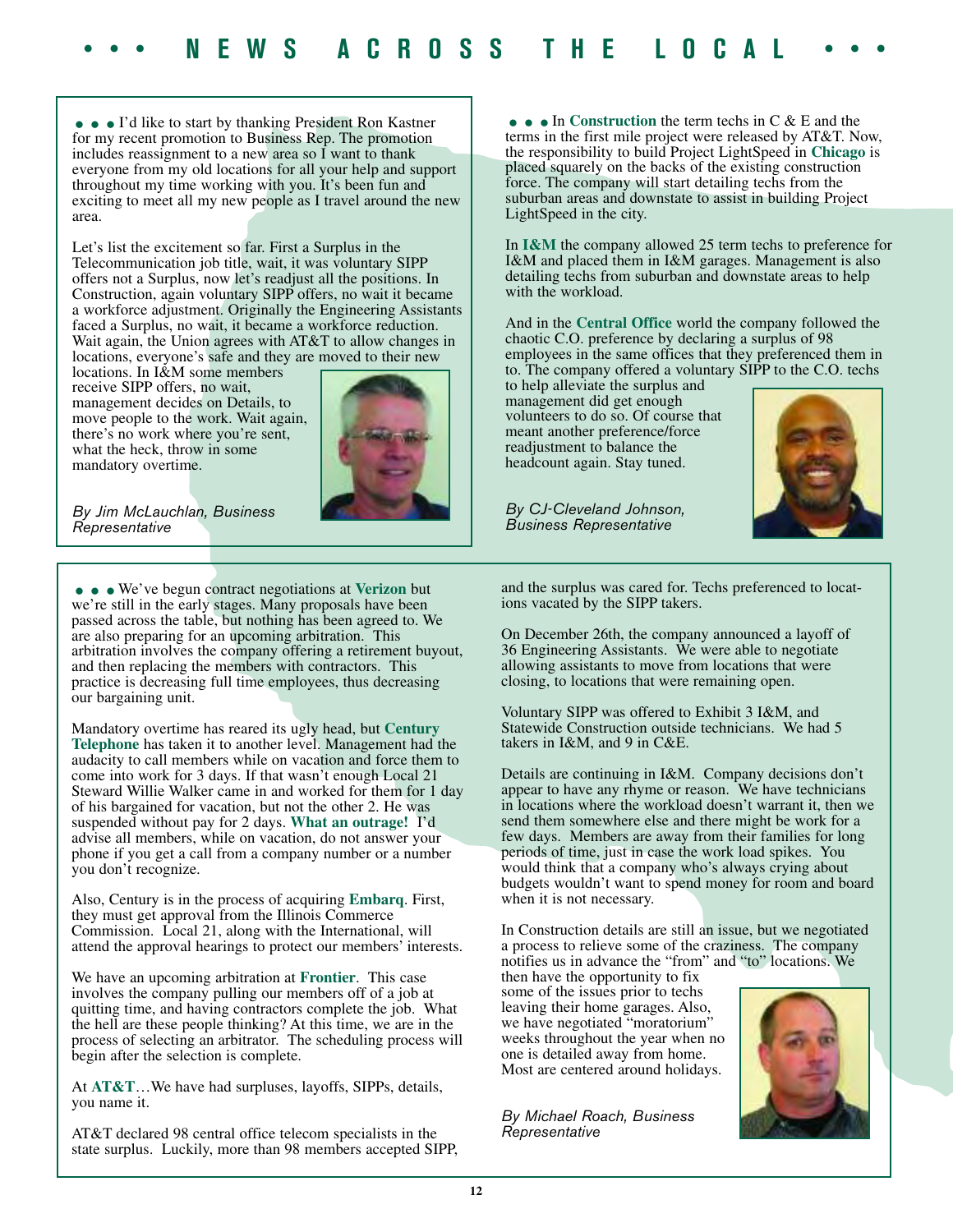# • • • NEWS ACROSS THE LOCAL • • •

• • • I'd like to start by thanking President Ron Kastner for my recent promotion to Business Rep. The promotion includes reassignment to a new area so I want to thank everyone from my old locations for all your help and support throughout my time working with you. It's been fun and exciting to meet all my new people as I travel around the new area.

Let's list the excitement so far. First a Surplus in the Telecommunication job title, wait, it was voluntary SIPP offers not a Surplus, now let's readjust all the positions. In Construction, again voluntary SIPP offers, no wait it became a workforce adjustment. Originally the Engineering Assistants faced a Surplus, no wait, it became a workforce reduction. Wait again, the Union agrees with AT&T to allow changes in locations, everyone's safe and they are moved to their new locations. In I&M some members receive SIPP offers, no wait, management decides on Details, to move people to the work. Wait again, there's no work where you're sent, what the heck, throw in some mandatory overtime.

*By Jim McLauchlan, Business Representative*

• • • In **Construction** the term techs in C & E and the terms in the first mile project were released by AT&T. Now, the responsibility to build Project LightSpeed in **Chicago** is placed squarely on the backs of the existing construction force. The company will start detailing techs from the suburban areas and downstate to assist in building Project LightSpeed in the city.

In **I&M** the company allowed 25 term techs to preference for I&M and placed them in I&M garages. Management is also detailing techs from suburban and downstate areas to help with the workload.

And in the **Central Office** world the company followed the chaotic C.O. preference by declaring a surplus of 98 employees in the same offices that they preferenced them in to. The company offered a voluntary SIPP to the C.O. techs to help alleviate the surplus and management did get enough volunteers to do so. Of course that meant another preference/force readjustment to balance the headcount again. Stay tuned.

*By CJ-Cleveland Johnson, Business Representative*

• • • We've begun contract negotiations at **Verizon** but we're still in the early stages. Many proposals have been passed across the table, but nothing has been agreed to. We are also preparing for an upcoming arbitration. This arbitration involves the company offering a retirement buyout, and then replacing the members with contractors. This practice is decreasing full time employees, thus decreasing our bargaining unit.

Mandatory overtime has reared its ugly head, but **Century Telephone** has taken it to another level. Management had the audacity to call members while on vacation and force them to come into work for 3 days. If that wasn't enough Local 21 Steward Willie Walker came in and worked for them for 1 day of his bargained for vacation, but not the other 2. He was suspended without pay for 2 days. **What an outrage!** I'd advise all members, while on vacation, do not answer your phone if you get a call from a company number or a number you don't recognize.

Also, Century is in the process of acquiring **Embarq**. First, they must get approval from the Illinois Commerce Commission. Local 21, along with the International, will attend the approval hearings to protect our members' interests.

We have an upcoming arbitration at **Frontier**. This case involves the company pulling our members off of a job at quitting time, and having contractors complete the job. What the hell are these people thinking? At this time, we are in the process of selecting an arbitrator. The scheduling process will begin after the selection is complete.

At **AT&T**…We have had surpluses, layoffs, SIPPs, details, you name it.

AT&T declared 98 central office telecom specialists in the state surplus. Luckily, more than 98 members accepted SIPP, and the surplus was cared for. Techs preferenced to locations vacated by the SIPP takers.

On December 26th, the company announced a layoff of 36 Engineering Assistants. We were able to negotiate allowing assistants to move from locations that were closing, to locations that were remaining open.

Voluntary SIPP was offered to Exhibit 3 I&M, and Statewide Construction outside technicians. We had 5 takers in I&M, and 9 in C&E.

Details are continuing in I&M. Company decisions don't appear to have any rhyme or reason. We have technicians in locations where the workload doesn't warrant it, then we send them somewhere else and there might be work for a few days. Members are away from their families for long periods of time, just in case the work load spikes. You would think that a company who's always crying about budgets wouldn't want to spend money for room and board when it is not necessary.

In Construction details are still an issue, but we negotiated a process to relieve some of the craziness. The company notifies us in advance the "from" and "to" locations. We then have the opportunity to fix some of the issues prior to techs leaving their home garages. Also, we have negotiated "moratorium" weeks throughout the year when no one is detailed away from home. Most are centered around holidays.

*By Michael Roach, Business Representative*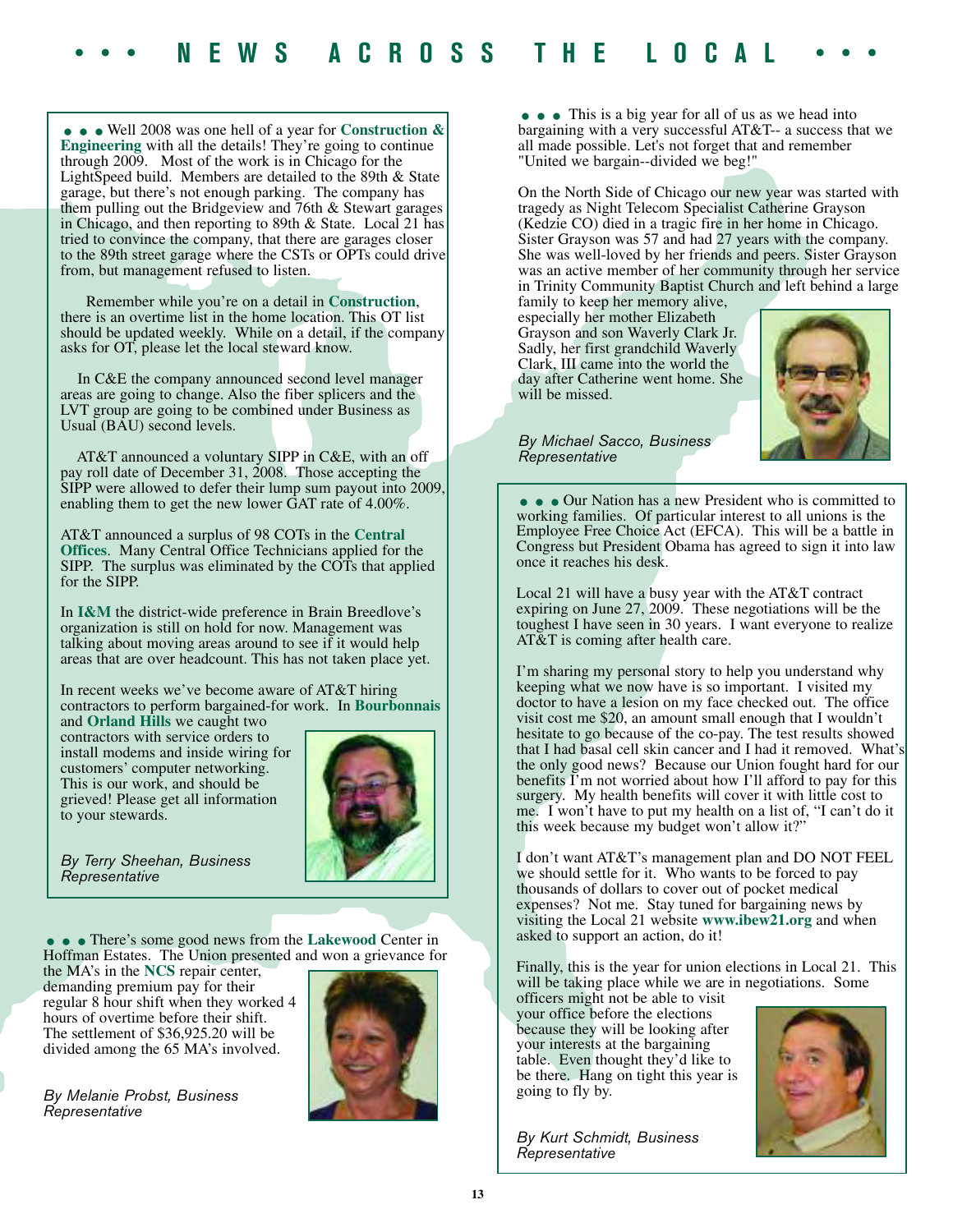# • • • NEWS ACROSS THE LOCAL • • •

• • • Well 2008 was one hell of a year for **Construction & Engineering** with all the details! They're going to continue through 2009. Most of the work is in Chicago for the LightSpeed build. Members are detailed to the 89th & State garage, but there's not enough parking. The company has them pulling out the Bridgeview and 76th & Stewart garages in Chicago, and then reporting to 89th & State. Local 21 has tried to convince the company, that there are garages closer to the 89th street garage where the CSTs or OPTs could drive from, but management refused to listen.

Remember while you're on a detail in **Construction**, there is an overtime list in the home location. This OT list should be updated weekly. While on a detail, if the company asks for OT, please let the local steward know.

In C&E the company announced second level manager areas are going to change. Also the fiber splicers and the LVT group are going to be combined under Business as Usual (BAU) second levels.

AT&T announced a voluntary SIPP in C&E, with an off pay roll date of December 31, 2008. Those accepting the SIPP were allowed to defer their lump sum payout into 2009, enabling them to get the new lower GAT rate of 4.00%.

AT&T announced a surplus of 98 COTs in the **Central Offices**. Many Central Office Technicians applied for the SIPP. The surplus was eliminated by the COTs that applied for the SIPP.

In **I&M** the district-wide preference in Brain Breedlove's organization is still on hold for now. Management was talking about moving areas around to see if it would help areas that are over headcount. This has not taken place yet.

In recent weeks we've become aware of AT&T hiring contractors to perform bargained-for work. In **Bourbonnais** and **Orland Hills** we caught two contractors with service orders to install modems and inside wiring for customers' computer networking. This is our work, and should be grieved! Please get all information to your stewards.

*By Terry Sheehan, Business Representative*

• • • There's some good news from the **Lakewood** Center in Hoffman Estates. The Union presented and won a grievance for the MA's in the **NCS** repair center, demanding premium pay for their regular 8 hour shift when they worked 4 hours of overtime before their shift. The settlement of $36,925.20 will be divided among the 65 MA's involved.

*By Melanie Probst, Business Representative*

• • • This is a big year for all of us as we head into bargaining with a very successful AT&T-- a success that we all made possible. Let's not forget that and remember "United we bargain--divided we beg!"

On the North Side of Chicago our new year was started with tragedy as Night Telecom Specialist Catherine Grayson (Kedzie CO) died in a tragic fire in her home in Chicago. Sister Grayson was 57 and had 27 years with the company. She was well-loved by her friends and peers. Sister Grayson was an active member of her community through her service in Trinity Community Baptist Church and left behind a large family to keep her memory alive, especially her mother Elizabeth Grayson and son Waverly Clark Jr. Sadly, her first grandchild Waverly Clark, III came into the world the day after Catherine went home. She will be missed.

*By Michael Sacco, Business Representative*

• • • Our Nation has a new President who is committed to working families. Of particular interest to all unions is the Employee Free Choice Act (EFCA). This will be a battle in Congress but President Obama has agreed to sign it into law once it reaches his desk.

Local 21 will have a busy year with the AT&T contract expiring on June 27, 2009. These negotiations will be the toughest I have seen in 30 years. I want everyone to realize AT&T is coming after health care.

I'm sharing my personal story to help you understand why keeping what we now have is so important. I visited my doctor to have a lesion on my face checked out. The office visit cost me $20, an amount small enough that I wouldn't hesitate to go because of the co-pay. The test results showed that I had basal cell skin cancer and I had it removed. What's the only good news? Because our Union fought hard for our benefits I'm not worried about how I'll afford to pay for this surgery. My health benefits will cover it with little cost to me. I won't have to put my health on a list of, "I can't do it this week because my budget won't allow it?"

I don't want AT&T's management plan and DO NOT FEEL we should settle for it. Who wants to be forced to pay thousands of dollars to cover out of pocket medical expenses? Not me. Stay tuned for bargaining news by visiting the Local 21 website **www.ibew21.org** and when asked to support an action, do it!

Finally, this is the year for union elections in Local 21. This will be taking place while we are in negotiations. Some officers might not be able to visit your office before the elections because they will be looking after your interests at the bargaining table. Even thought they'd like to be there. Hang on tight this year is going to fly by.

*By Kurt Schmidt, Business Representative*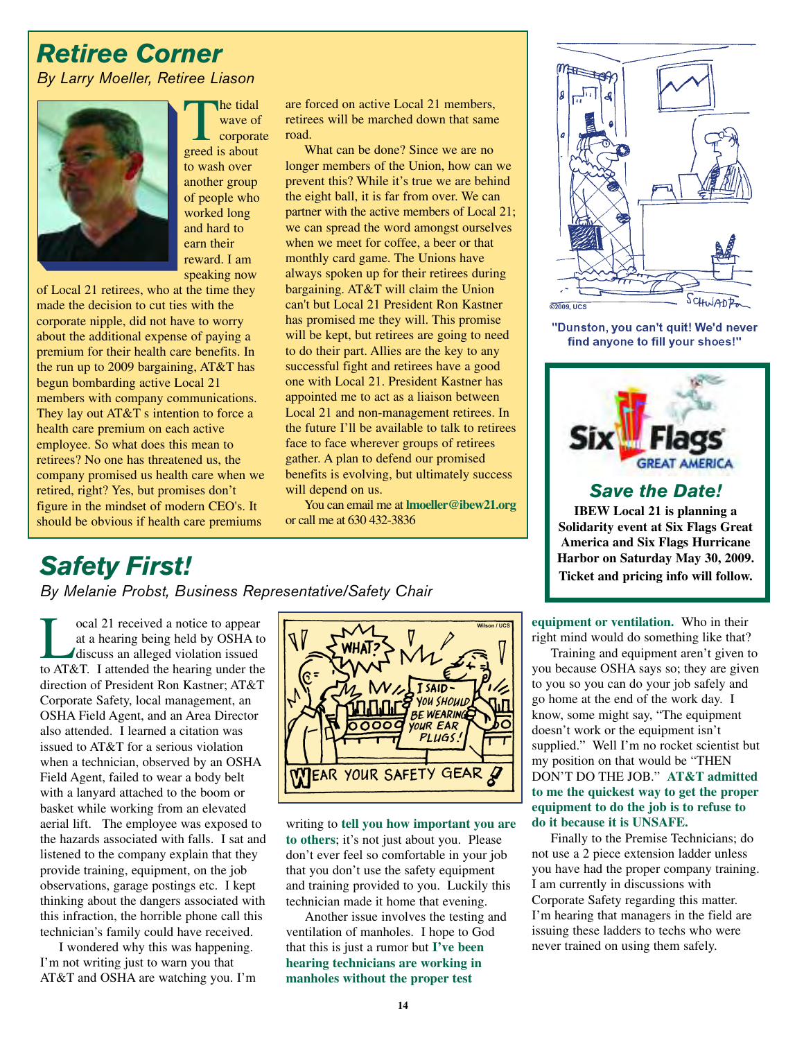## Retiree Corner

*By Larry Moeller, Retiree Liason*

The tidal wave of corporate greed is about to wash over another group of people who worked long and hard to earn their reward. I am speaking now of Local 21 retirees, who at the time they made the decision to cut ties with the corporate nipple, did not have to worry about the additional expense of paying a premium for their health care benefits. In the run up to 2009 bargaining, AT&T has begun bombarding active Local 21 members with company communications. They lay out AT&T s intention to force a health care premium on each active employee. So what does this mean to retirees? No one has threatened us, the company promised us health care when we retired, right? Yes, but promises don't figure in the mindset of modern CEO's. It should be obvious if health care premiums are forced on active Local 21 members, retirees will be marched down that same road.

What can be done? Since we are no longer members of the Union, how can we prevent this? While it's true we are behind the eight ball, it is far from over. We can partner with the active members of Local 21; we can spread the word amongst ourselves when we meet for coffee, a beer or that monthly card game. The Unions have always spoken up for their retirees during bargaining. AT&T will claim the Union can't but Local 21 President Ron Kastner has promised me they will. This promise will be kept, but retirees are going to need to do their part. Allies are the key to any successful fight and retirees have a good one with Local 21. President Kastner has appointed me to act as a liaison between Local 21 and non-management retirees. In the future I'll be available to talk to retirees face to face wherever groups of retirees gather. A plan to defend our promised benefits is evolving, but ultimately success will depend on us.

You can email me at **lmoeller@ibew21.org** or call me at 630 432-3836

"Dunston, you can't quit! We'd never find anyone to fill your shoes!"

### Save the Date!

**IBEW Local 21 is planning a Solidarity event at Six Flags Great America and Six Flags Hurricane Harbor on Saturday May 30, 2009. Ticket and pricing info will follow.**

## Safety First!

*By Melanie Probst, Business Representative/Safety Chair*

Local 21 received a notice to appear at a hearing being held by OSHA to discuss an alleged violation issued to AT&T. I attended the hearing under the direction of President Ron Kastner; AT&T Corporate Safety, local management, an OSHA Field Agent, and an Area Director also attended. I learned a citation was issued to AT&T for a serious violation when a technician, observed by an OSHA Field Agent, failed to wear a body belt with a lanyard attached to the boom or basket while working from an elevated aerial lift. The employee was exposed to the hazards associated with falls. I sat and listened to the company explain that they provide training, equipment, on the job observations, garage postings etc. I kept thinking about the dangers associated with this infraction, the horrible phone call this technician's family could have received.

I wondered why this was happening. I'm not writing just to warn you that AT&T and OSHA are watching you. I'm writing to **tell you how important you are to others**; it's not just about you. Please don't ever feel so comfortable in your job that you don't use the safety equipment and training provided to you. Luckily this technician made it home that evening.

Another issue involves the testing and ventilation of manholes. I hope to God that this is just a rumor but **I've been hearing technicians are working in manholes without the proper test equipment or ventilation.** Who in their right mind would do something like that?

Training and equipment aren't given to you because OSHA says so; they are given to you so you can do your job safely and go home at the end of the work day. I know, some might say, "The equipment doesn't work or the equipment isn't supplied." Well I'm no rocket scientist but my position on that would be "THEN DON'T DO THE JOB." **AT&T admitted to me the quickest way to get the proper equipment to do the job is to refuse to do it because it is UNSAFE.**

Finally to the Premise Technicians; do not use a 2 piece extension ladder unless you have had the proper company training. I am currently in discussions with Corporate Safety regarding this matter. I'm hearing that managers in the field are issuing these ladders to techs who were never trained on using them safely.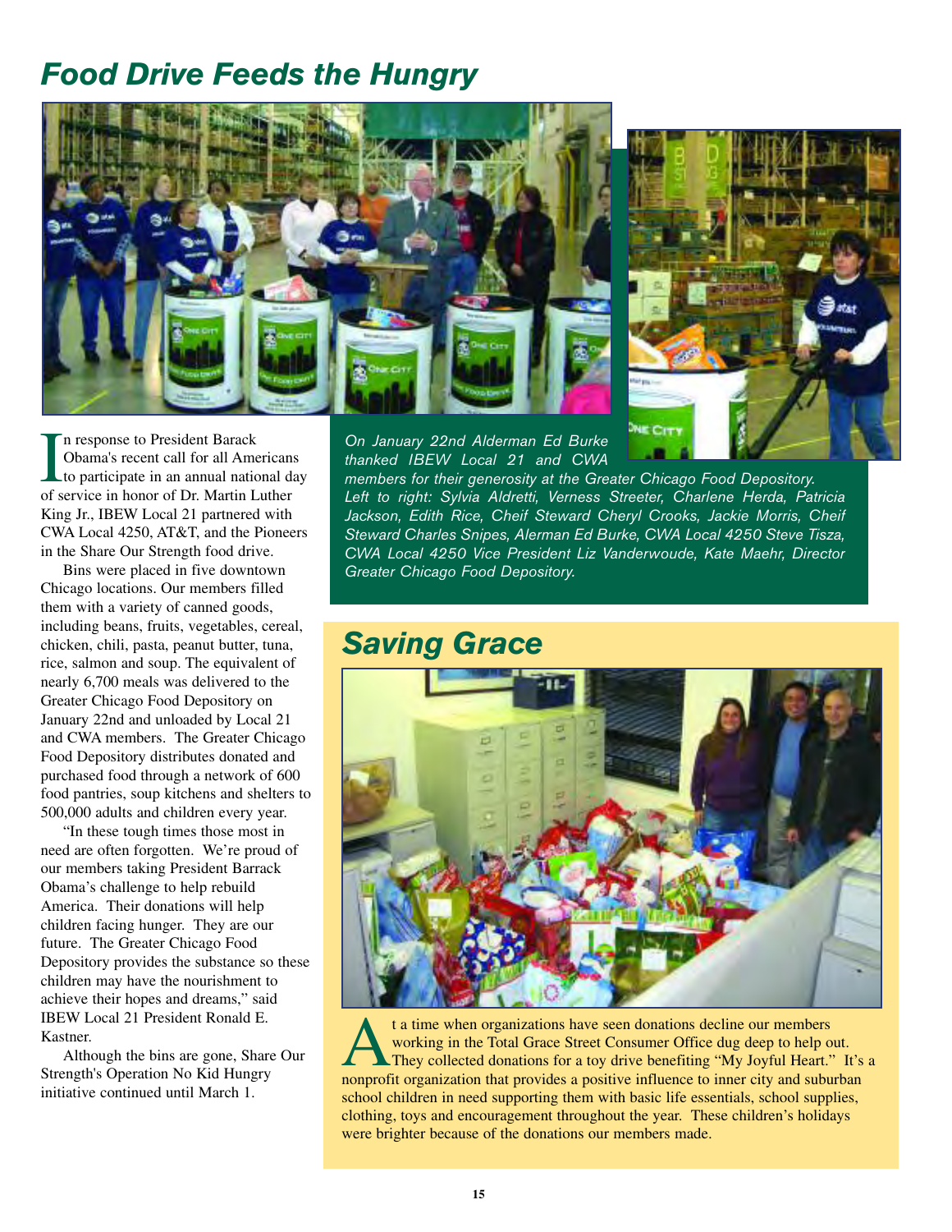# Food Drive Feeds the Hungry

In response to President Barack Obama's recent call for all Americans to participate in an annual national day of service in honor of Dr. Martin Luther King Jr., IBEW Local 21 partnered with CWA Local 4250, AT&T, and the Pioneers in the Share Our Strength food drive.

Bins were placed in five downtown Chicago locations. Our members filled them with a variety of canned goods, including beans, fruits, vegetables, cereal, chicken, chili, pasta, peanut butter, tuna, rice, salmon and soup. The equivalent of nearly 6,700 meals was delivered to the Greater Chicago Food Depository on January 22nd and unloaded by Local 21 and CWA members. The Greater Chicago Food Depository distributes donated and purchased food through a network of 600 food pantries, soup kitchens and shelters to 500,000 adults and children every year.

"In these tough times those most in need are often forgotten. We're proud of our members taking President Barrack Obama's challenge to help rebuild America. Their donations will help children facing hunger. They are our future. The Greater Chicago Food Depository provides the substance so these children may have the nourishment to achieve their hopes and dreams," said IBEW Local 21 President Ronald E. Kastner.

Although the bins are gone, Share Our Strength's Operation No Kid Hungry initiative continued until March 1.

*On January 22nd Alderman Ed Burke thanked IBEW Local 21 and CWA members for their generosity at the Greater Chicago Food Depository. Left to right: Sylvia Aldretti, Verness Streeter, Charlene Herda, Patricia Jackson, Edith Rice, Cheif Steward Cheryl Crooks, Jackie Morris, Cheif Steward Charles Snipes, Alerman Ed Burke, CWA Local 4250 Steve Tisza, CWA Local 4250 Vice President Liz Vanderwoude, Kate Maehr, Director Greater Chicago Food Depository.*

# Saving Grace

At a time when organizations have seen donations decline our members working in the Total Grace Street Consumer Office dug deep to help out. They collected donations for a toy drive benefiting "My Joyful Heart." It's a nonprofit organization that provides a positive influence to inner city and suburban school children in need supporting them with basic life essentials, school supplies, clothing, toys and encouragement throughout the year. These children's holidays were brighter because of the donations our members made.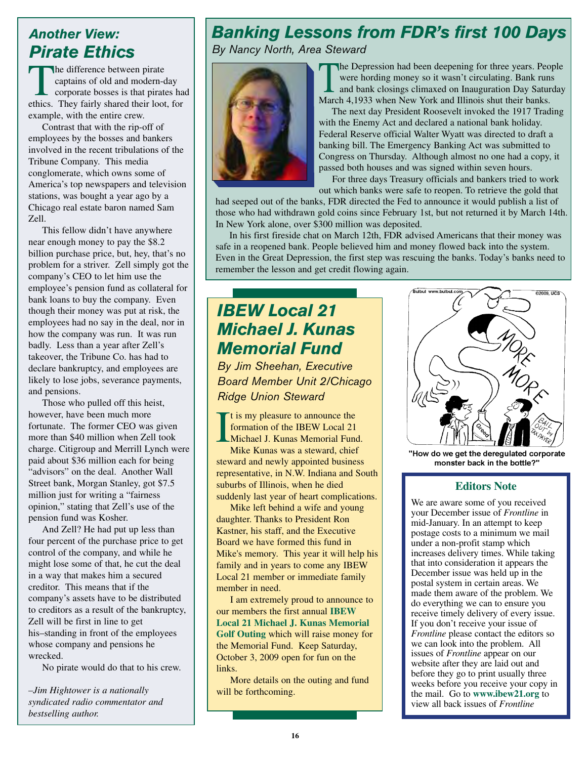## Another View: Pirate Ethics

The difference between pirate captains of old and modern-day corporate bosses is that pirates had ethics. They fairly shared their loot, for example, with the entire crew.

Contrast that with the rip-off of employees by the bosses and bankers involved in the recent tribulations of the Tribune Company. This media conglomerate, which owns some of America's top newspapers and television stations, was bought a year ago by a Chicago real estate baron named Sam Zell.

This fellow didn't have anywhere near enough money to pay the $8.2 billion purchase price, but, hey, that's no problem for a striver. Zell simply got the company's CEO to let him use the employee's pension fund as collateral for bank loans to buy the company. Even though their money was put at risk, the employees had no say in the deal, nor in how the company was run. It was run badly. Less than a year after Zell's takeover, the Tribune Co. has had to declare bankruptcy, and employees are likely to lose jobs, severance payments, and pensions.

Those who pulled off this heist, however, have been much more fortunate. The former CEO was given more than $40 million when Zell took charge. Citigroup and Merrill Lynch were paid about $36 million each for being "advisors" on the deal. Another Wall Street bank, Morgan Stanley, got $7.5 million just for writing a "fairness opinion," stating that Zell's use of the pension fund was Kosher.

And Zell? He had put up less than four percent of the purchase price to get control of the company, and while he might lose some of that, he cut the deal in a way that makes him a secured creditor. This means that if the company's assets have to be distributed to creditors as a result of the bankruptcy, Zell will be first in line to get his–standing in front of the employees whose company and pensions he wrecked.

No pirate would do that to his crew.

*–Jim Hightower is a nationally syndicated radio commentator and bestselling author.*

## Banking Lessons from FDR's first 100 Days

*By Nancy North, Area Steward*

The Depression had been deepening for three years. People were hording money so it wasn't circulating. Bank runs and bank closings climaxed on Inauguration Day Saturday March 4,1933 when New York and Illinois shut their banks.

The next day President Roosevelt invoked the 1917 Trading with the Enemy Act and declared a national bank holiday. Federal Reserve official Walter Wyatt was directed to draft a banking bill. The Emergency Banking Act was submitted to Congress on Thursday. Although almost no one had a copy, it passed both houses and was signed within seven hours.

For three days Treasury officials and bankers tried to work out which banks were safe to reopen. To retrieve the gold that had seeped out of the banks, FDR directed the Fed to announce it would publish a list of those who had withdrawn gold coins since February 1st, but not returned it by March 14th. In New York alone, over $300 million was deposited.

In his first fireside chat on March 12th, FDR advised Americans that their money was safe in a reopened bank. People believed him and money flowed back into the system. Even in the Great Depression, the first step was rescuing the banks. Today's banks need to remember the lesson and get credit flowing again.

## IBEW Local 21 Michael J. Kunas Memorial Fund

*By Jim Sheehan, Executive Board Member Unit 2/Chicago Ridge Union Steward*

It is my pleasure to announce the formation of the IBEW Local 21 Michael J. Kunas Memorial Fund.

Mike Kunas was a steward, chief steward and newly appointed business representative, in N.W. Indiana and South suburbs of Illinois, when he died suddenly last year of heart complications.

Mike left behind a wife and young daughter. Thanks to President Ron Kastner, his staff, and the Executive Board we have formed this fund in Mike's memory. This year it will help his family and in years to come any IBEW Local 21 member or immediate family member in need.

I am extremely proud to announce to our members the first annual **IBEW Local 21 Michael J. Kunas Memorial Golf Outing** which will raise money for the Memorial Fund. Keep Saturday, October 3, 2009 open for fun on the links.

More details on the outing and fund will be forthcoming.

"How do we get the deregulated corporate monster back in the bottle?"

### Editors Note

We are aware some of you received your December issue of *Frontline* in mid-January. In an attempt to keep postage costs to a minimum we mail under a non-profit stamp which increases delivery times. While taking that into consideration it appears the December issue was held up in the postal system in certain areas. We made them aware of the problem. We do everything we can to ensure you receive timely delivery of every issue. If you don't receive your issue of *Frontline* please contact the editors so we can look into the problem. All issues of *Frontline* appear on our website after they are laid out and before they go to print usually three weeks before you receive your copy in the mail. Go to **www.ibew21.org** to view all back issues of *Frontline*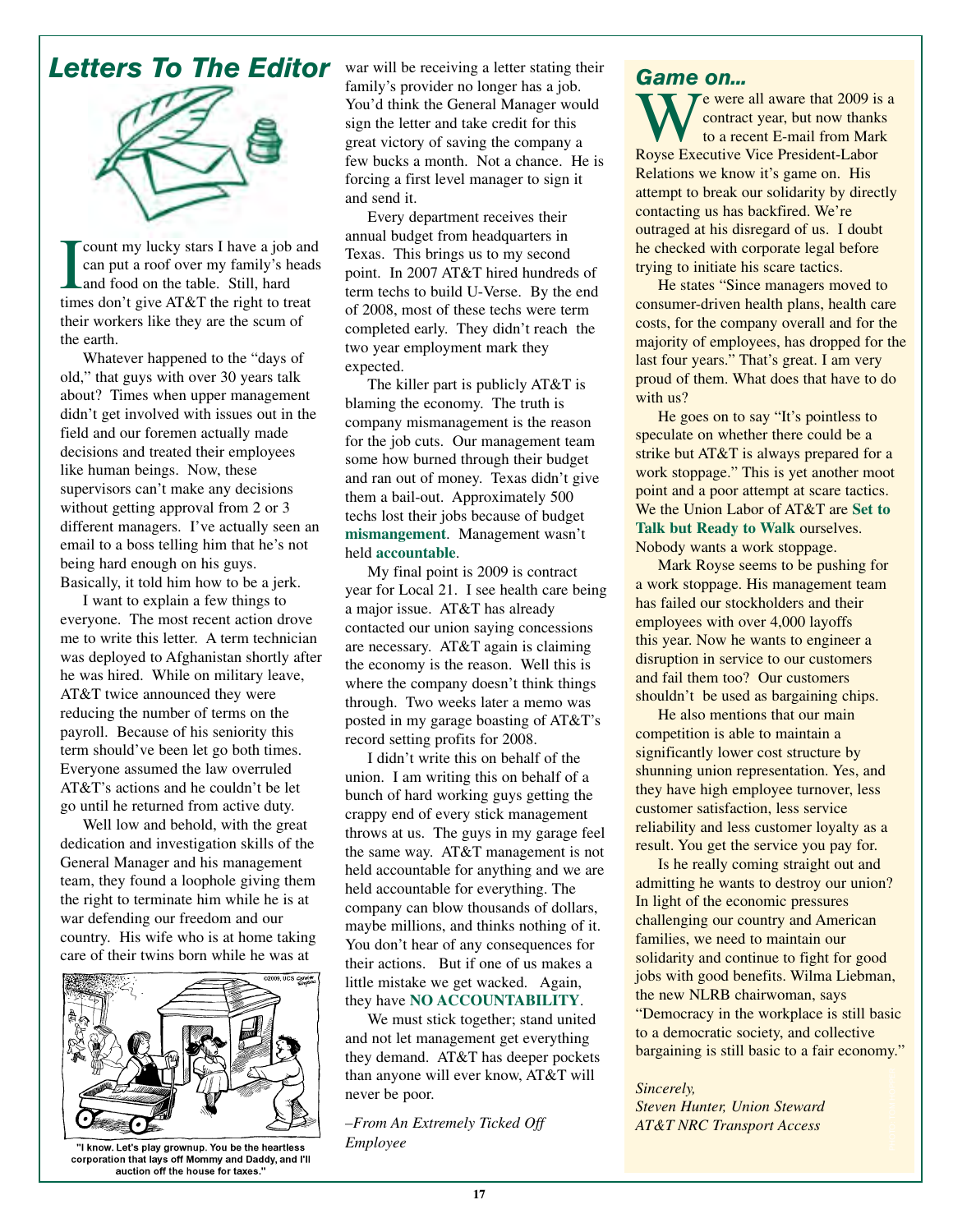# Letters To The Editor

I count my lucky stars I have a job and can put a roof over my family's heads and food on the table. Still, hard times don't give AT&T the right to treat their workers like they are the scum of the earth.

Whatever happened to the "days of old," that guys with over 30 years talk about? Times when upper management didn't get involved with issues out in the field and our foremen actually made decisions and treated their employees like human beings. Now, these supervisors can't make any decisions without getting approval from 2 or 3 different managers. I've actually seen an email to a boss telling him that he's not being hard enough on his guys. Basically, it told him how to be a jerk.

I want to explain a few things to everyone. The most recent action drove me to write this letter. A term technician was deployed to Afghanistan shortly after he was hired. While on military leave, AT&T twice announced they were reducing the number of terms on the payroll. Because of his seniority this term should've been let go both times. Everyone assumed the law overruled AT&T's actions and he couldn't be let go until he returned from active duty.

Well low and behold, with the great dedication and investigation skills of the General Manager and his management team, they found a loophole giving them the right to terminate him while he is at war defending our freedom and our country. His wife who is at home taking care of their twins born while he was at war will be receiving a letter stating their family's provider no longer has a job. You'd think the General Manager would sign the letter and take credit for this great victory of saving the company a few bucks a month. Not a chance. He is forcing a first level manager to sign it and send it.

Every department receives their annual budget from headquarters in Texas. This brings us to my second point. In 2007 AT&T hired hundreds of term techs to build U-Verse. By the end of 2008, most of these techs were term completed early. They didn't reach the two year employment mark they expected.

The killer part is publicly AT&T is blaming the economy. The truth is company mismanagement is the reason for the job cuts. Our management team some how burned through their budget and ran out of money. Texas didn't give them a bail-out. Approximately 500 techs lost their jobs because of budget **mismangement**. Management wasn't held **accountable**.

My final point is 2009 is contract year for Local 21. I see health care being a major issue. AT&T has already contacted our union saying concessions are necessary. AT&T again is claiming the economy is the reason. Well this is where the company doesn't think things through. Two weeks later a memo was posted in my garage boasting of AT&T's record setting profits for 2008.

I didn't write this on behalf of the union. I am writing this on behalf of a bunch of hard working guys getting the crappy end of every stick management throws at us. The guys in my garage feel the same way. AT&T management is not held accountable for anything and we are held accountable for everything. The company can blow thousands of dollars, maybe millions, and thinks nothing of it. You don't hear of any consequences for their actions. But if one of us makes a little mistake we get wacked. Again, they have **NO ACCOUNTABILITY**.

We must stick together; stand united and not let management get everything they demand. AT&T has deeper pockets than anyone will ever know, AT&T will never be poor.

*–From An Extremely Ticked Off Employee*

"I know. Let's play grownup. You be the heartless corporation that lays off Mommy and Daddy, and I'll auction off the house for taxes."

## Game on...

We were all aware that 2009 is a contract year, but now thanks to a recent E-mail from Mark Royse Executive Vice President-Labor Relations we know it's game on. His attempt to break our solidarity by directly contacting us has backfired. We're outraged at his disregard of us. I doubt he checked with corporate legal before trying to initiate his scare tactics.

He states "Since managers moved to consumer-driven health plans, health care costs, for the company overall and for the majority of employees, has dropped for the last four years." That's great. I am very proud of them. What does that have to do with us?

He goes on to say "It's pointless to speculate on whether there could be a strike but AT&T is always prepared for a work stoppage." This is yet another moot point and a poor attempt at scare tactics. We the Union Labor of AT&T are **Set to Talk but Ready to Walk** ourselves. Nobody wants a work stoppage.

Mark Royse seems to be pushing for a work stoppage. His management team has failed our stockholders and their employees with over 4,000 layoffs this year. Now he wants to engineer a disruption in service to our customers and fail them too? Our customers shouldn't be used as bargaining chips.

He also mentions that our main competition is able to maintain a significantly lower cost structure by shunning union representation. Yes, and they have high employee turnover, less customer satisfaction, less service reliability and less customer loyalty as a result. You get the service you pay for.

Is he really coming straight out and admitting he wants to destroy our union? In light of the economic pressures challenging our country and American families, we need to maintain our solidarity and continue to fight for good jobs with good benefits. Wilma Liebman, the new NLRB chairwoman, says "Democracy in the workplace is still basic to a democratic society, and collective bargaining is still basic to a fair economy."

*Sincerely,*
*Steven Hunter, Union Steward*
*AT&T NRC Transport Access*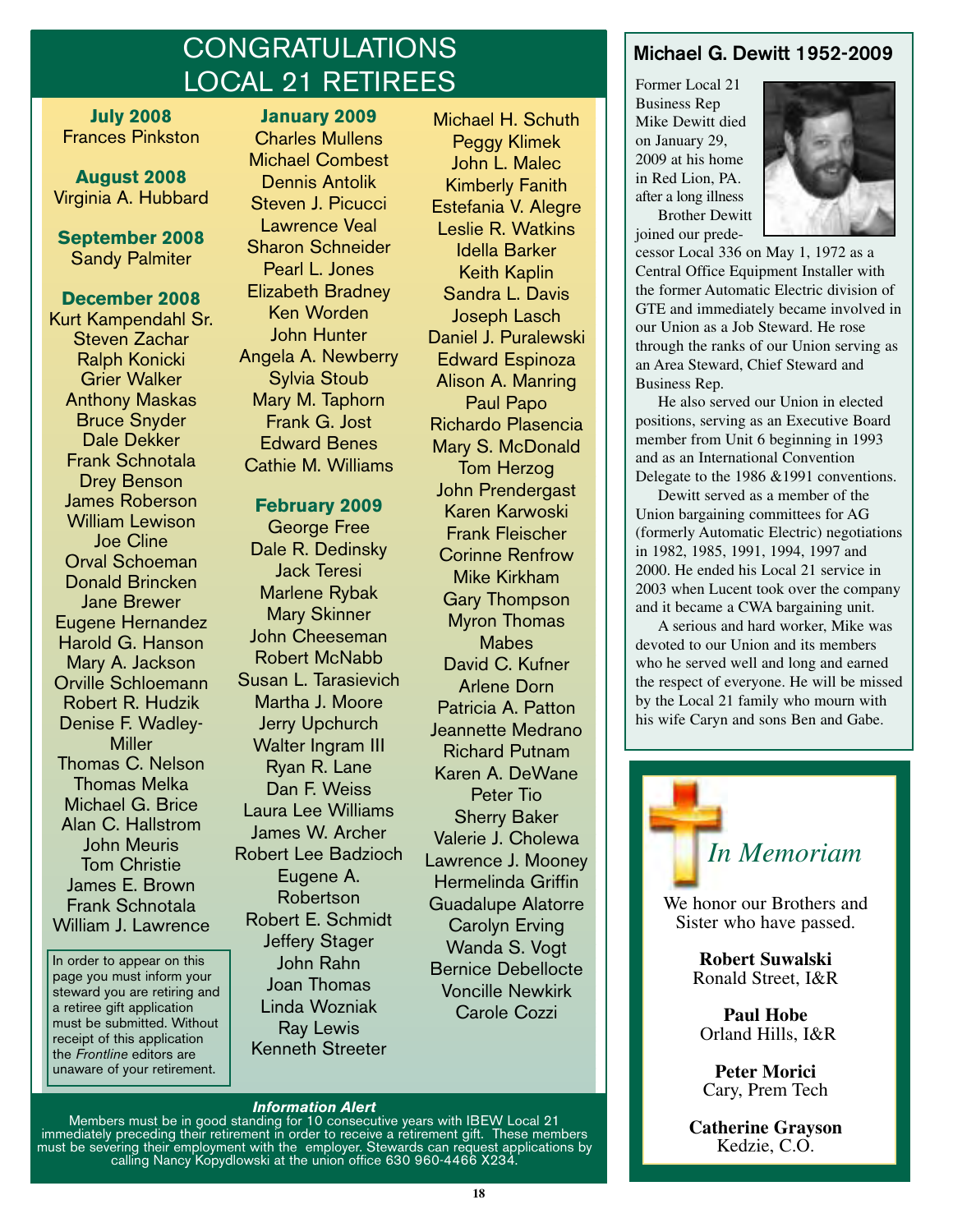# CONGRATULATIONS LOCAL 21 RETIREES

**July 2008**
Frances Pinkston

**August 2008**
Virginia A. Hubbard

**September 2008**
Sandy Palmiter

**December 2008**
Kurt Kampendahl Sr.
Steven Zachar
Ralph Konicki
Grier Walker
Anthony Maskas
Bruce Snyder
Dale Dekker
Frank Schnotala
Drey Benson
James Roberson
William Lewison
Joe Cline
Orval Schoeman
Donald Brincken
Jane Brewer
Eugene Hernandez
Harold G. Hanson
Mary A. Jackson
Orville Schloemann
Robert R. Hudzik
Denise F. Wadley-Miller
Thomas C. Nelson
Thomas Melka
Michael G. Brice
Alan C. Hallstrom
John Meuris
Tom Christie
James E. Brown
Frank Schnotala
William J. Lawrence

In order to appear on this page you must inform your steward you are retiring and a retiree gift application must be submitted. Without receipt of this application the *Frontline* editors are unaware of your retirement.

**January 2009**
Charles Mullens
Michael Combest
Dennis Antolik
Steven J. Picucci
Lawrence Veal
Sharon Schneider
Pearl L. Jones
Elizabeth Bradney
Ken Worden
John Hunter
Angela A. Newberry
Sylvia Stoub
Mary M. Taphorn
Frank G. Jost
Edward Benes
Cathie M. Williams

**February 2009**
George Free
Dale R. Dedinsky
Jack Teresi
Marlene Rybak
Mary Skinner
John Cheeseman
Robert McNabb
Susan L. Tarasievich
Martha J. Moore
Jerry Upchurch
Walter Ingram III
Ryan R. Lane
Dan F. Weiss
Laura Lee Williams
James W. Archer
Robert Lee Badzioch
Eugene A. Robertson
Robert E. Schmidt
Jeffery Stager
John Rahn
Joan Thomas
Linda Wozniak
Ray Lewis
Kenneth Streeter
Michael H. Schuth
Peggy Klimek
John L. Malec
Kimberly Fanith
Estefania V. Alegre
Leslie R. Watkins
Idella Barker
Keith Kaplin
Sandra L. Davis
Joseph Lasch
Daniel J. Puralewski
Edward Espinoza
Alison A. Manring
Paul Papo
Richardo Plasencia
Mary S. McDonald
Tom Herzog
John Prendergast
Karen Karwoski
Frank Fleischer
Corinne Renfrow
Mike Kirkham
Gary Thompson
Myron Thomas Mabes
David C. Kufner
Arlene Dorn
Patricia A. Patton
Jeannette Medrano
Richard Putnam
Karen A. DeWane
Peter Tio
Sherry Baker
Valerie J. Cholewa
Lawrence J. Mooney
Hermelinda Griffin
Guadalupe Alatorre
Carolyn Erving
Wanda S. Vogt
Bernice Debellocte
Voncille Newkirk
Carole Cozzi

***Information Alert***
Members must be in good standing for 10 consecutive years with IBEW Local 21 immediately preceding their retirement in order to receive a retirement gift. These members must be severing their employment with the employer. Stewards can request applications by calling Nancy Kopydlowski at the union office 630 960-4466 X234.

## Michael G. Dewitt 1952-2009

Former Local 21 Business Rep Mike Dewitt died on January 29, 2009 at his home in Red Lion, PA. after a long illness

Brother Dewitt joined our predecessor Local 336 on May 1, 1972 as a Central Office Equipment Installer with the former Automatic Electric division of GTE and immediately became involved in our Union as a Job Steward. He rose through the ranks of our Union serving as an Area Steward, Chief Steward and Business Rep.

He also served our Union in elected positions, serving as an Executive Board member from Unit 6 beginning in 1993 and as an International Convention Delegate to the 1986 &1991 conventions.

Dewitt served as a member of the Union bargaining committees for AG (formerly Automatic Electric) negotiations in 1982, 1985, 1991, 1994, 1997 and 2000. He ended his Local 21 service in 2003 when Lucent took over the company and it became a CWA bargaining unit.

A serious and hard worker, Mike was devoted to our Union and its members who he served well and long and earned the respect of everyone. He will be missed by the Local 21 family who mourn with his wife Caryn and sons Ben and Gabe.

## *In Memoriam*

We honor our Brothers and Sister who have passed.

**Robert Suwalski**
Ronald Street, I&R

**Paul Hobe**
Orland Hills, I&R

**Peter Morici**
Cary, Prem Tech

**Catherine Grayson**
Kedzie, C.O.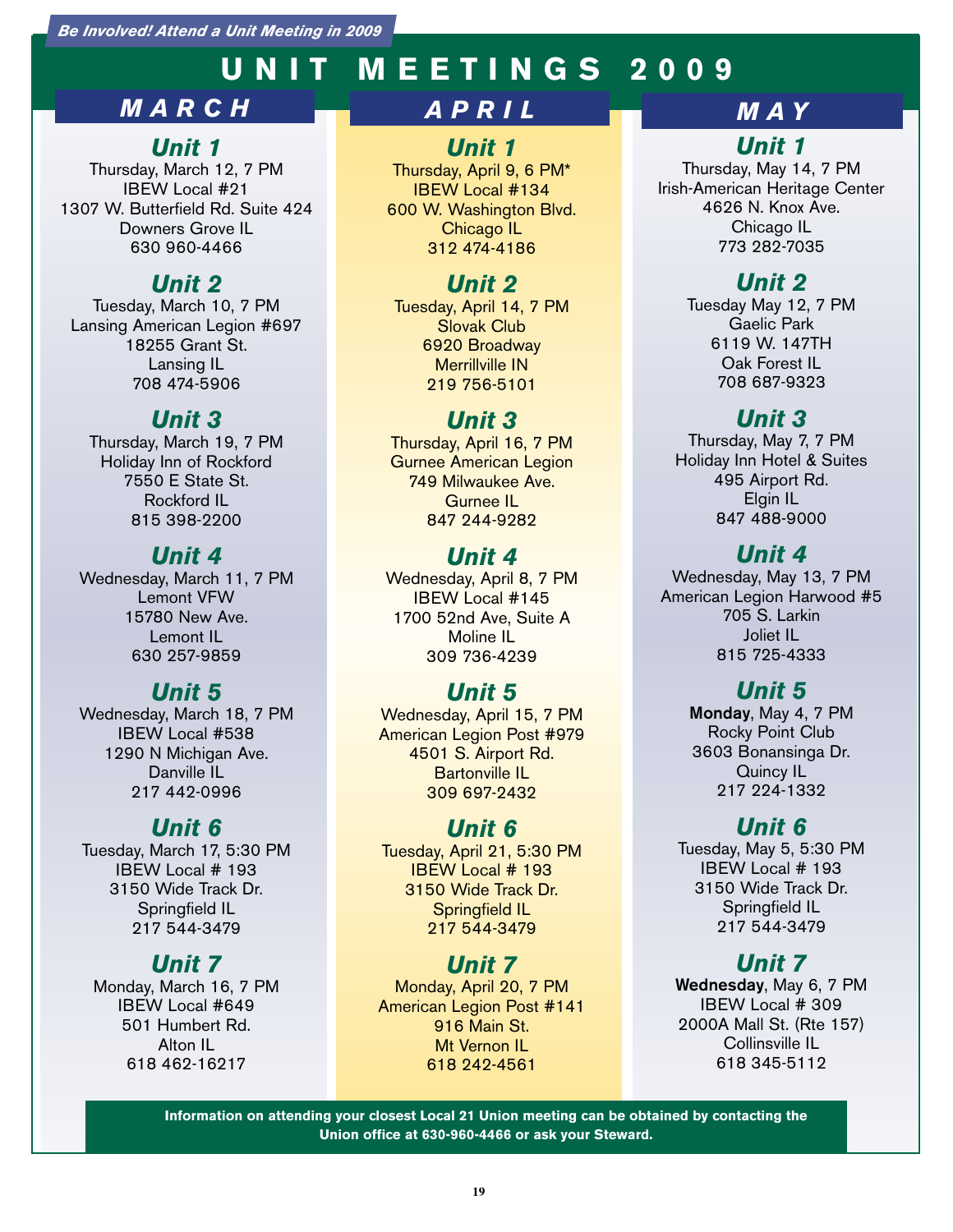*Be Involved! Attend a Unit Meeting in 2009*

# UNIT MEETINGS 2009

## MARCH

### Unit 1
Thursday, March 12, 7 PM
IBEW Local #21
1307 W. Butterfield Rd. Suite 424
Downers Grove IL
630 960-4466

### Unit 2
Tuesday, March 10, 7 PM
Lansing American Legion #697
18255 Grant St.
Lansing IL
708 474-5906

### Unit 3
Thursday, March 19, 7 PM
Holiday Inn of Rockford
7550 E State St.
Rockford IL
815 398-2200

### Unit 4
Wednesday, March 11, 7 PM
Lemont VFW
15780 New Ave.
Lemont IL
630 257-9859

### Unit 5
Wednesday, March 18, 7 PM
IBEW Local #538
1290 N Michigan Ave.
Danville IL
217 442-0996

### Unit 6
Tuesday, March 17, 5:30 PM
IBEW Local # 193
3150 Wide Track Dr.
Springfield IL
217 544-3479

### Unit 7
Monday, March 16, 7 PM
IBEW Local #649
501 Humbert Rd.
Alton IL
618 462-16217

## APRIL

### Unit 1
Thursday, April 9, 6 PM*
IBEW Local #134
600 W. Washington Blvd.
Chicago IL
312 474-4186

### Unit 2
Tuesday, April 14, 7 PM
Slovak Club
6920 Broadway
Merrillville IN
219 756-5101

### Unit 3
Thursday, April 16, 7 PM
Gurnee American Legion
749 Milwaukee Ave.
Gurnee IL
847 244-9282

### Unit 4
Wednesday, April 8, 7 PM
IBEW Local #145
1700 52nd Ave, Suite A
Moline IL
309 736-4239

### Unit 5
Wednesday, April 15, 7 PM
American Legion Post #979
4501 S. Airport Rd.
Bartonville IL
309 697-2432

### Unit 6
Tuesday, April 21, 5:30 PM
IBEW Local # 193
3150 Wide Track Dr.
Springfield IL
217 544-3479

### Unit 7
Monday, April 20, 7 PM
American Legion Post #141
916 Main St.
Mt Vernon IL
618 242-4561

## MAY

### Unit 1
Thursday, May 14, 7 PM
Irish-American Heritage Center
4626 N. Knox Ave.
Chicago IL
773 282-7035

### Unit 2
Tuesday May 12, 7 PM
Gaelic Park
6119 W. 147TH
Oak Forest IL
708 687-9323

### Unit 3
Thursday, May 7, 7 PM
Holiday Inn Hotel & Suites
495 Airport Rd.
Elgin IL
847 488-9000

### Unit 4
Wednesday, May 13, 7 PM
American Legion Harwood #5
705 S. Larkin
Joliet IL
815 725-4333

### Unit 5
**Monday**, May 4, 7 PM
Rocky Point Club
3603 Bonansinga Dr.
Quincy IL
217 224-1332

### Unit 6
Tuesday, May 5, 5:30 PM
IBEW Local # 193
3150 Wide Track Dr.
Springfield IL
217 544-3479

### Unit 7
**Wednesday**, May 6, 7 PM
IBEW Local # 309
2000A Mall St. (Rte 157)
Collinsville IL
618 345-5112

**Information on attending your closest Local 21 Union meeting can be obtained by contacting the Union office at 630-960-4466 or ask your Steward.**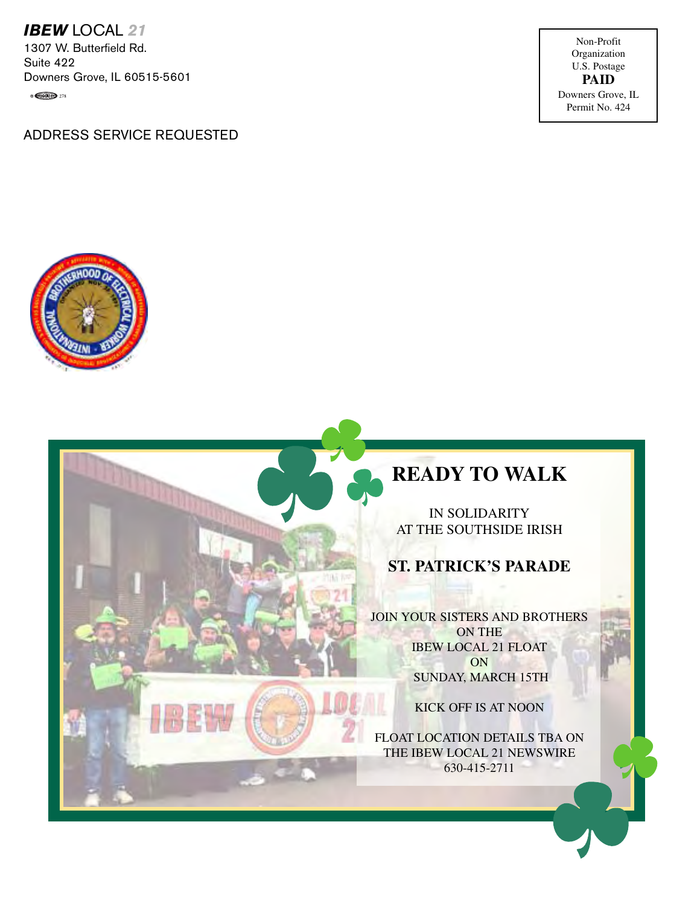***IBEW*** LOCAL **21**
1307 W. Butterfield Rd.
Suite 422
Downers Grove, IL 60515-5601

ADDRESS SERVICE REQUESTED

Non-Profit
Organization
U.S. Postage
**PAID**
Downers Grove, IL
Permit No. 424

## READY TO WALK

IN SOLIDARITY
AT THE SOUTHSIDE IRISH

## ST. PATRICK'S PARADE

JOIN YOUR SISTERS AND BROTHERS
ON THE
IBEW LOCAL 21 FLOAT
ON
SUNDAY, MARCH 15TH

KICK OFF IS AT NOON

FLOAT LOCATION DETAILS TBA ON
THE IBEW LOCAL 21 NEWSWIRE
630-415-2711